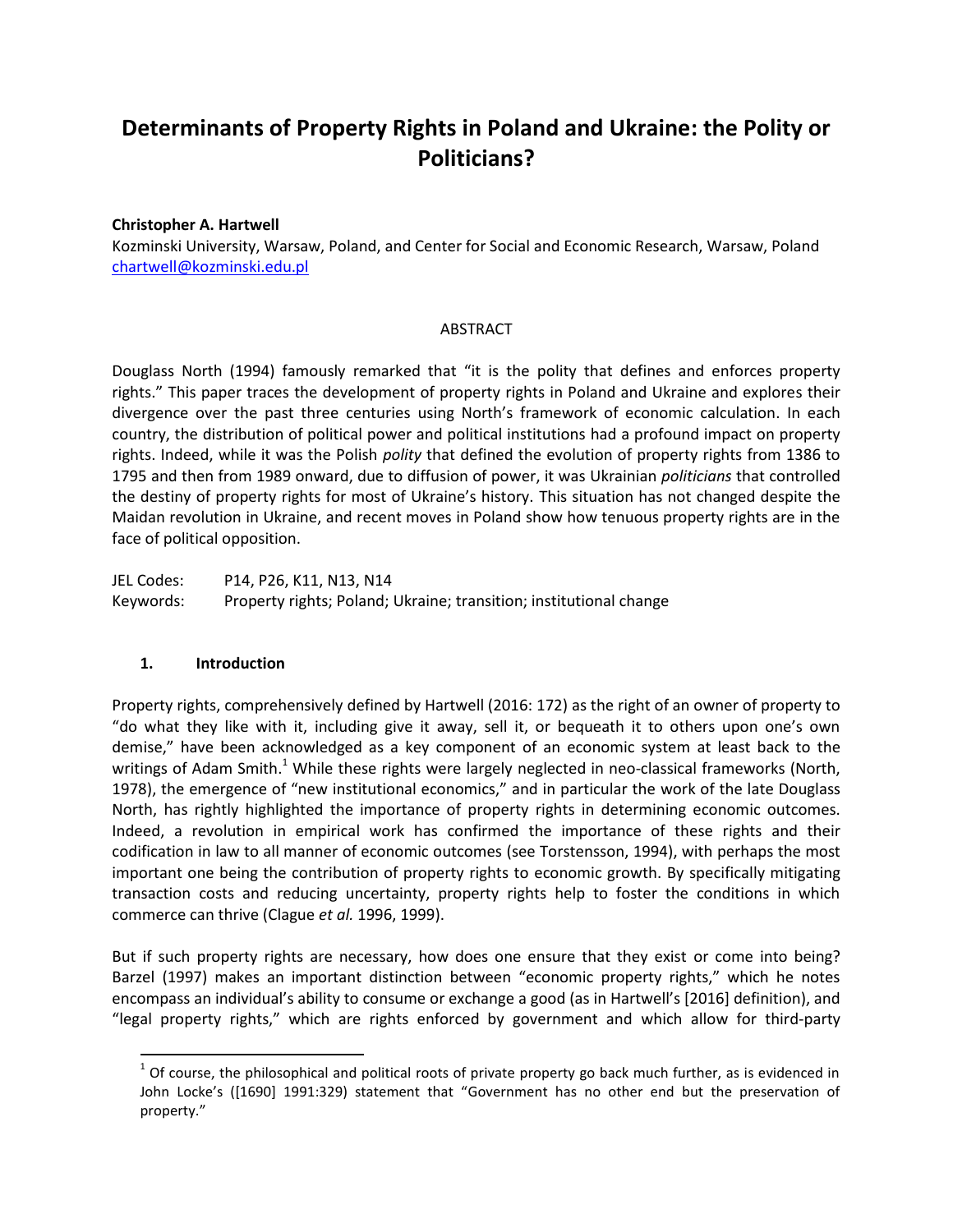# Determinants of Property Rights in Poland and Ukraine: the Polity or Politicians?

**Christopher A. Hartwell**
Kozminski University, Warsaw, Poland, and Center for Social and Economic Research, Warsaw, Poland
chartwell@kozminski.edu.pl

ABSTRACT

Douglass North (1994) famously remarked that "it is the polity that defines and enforces property rights." This paper traces the development of property rights in Poland and Ukraine and explores their divergence over the past three centuries using North's framework of economic calculation. In each country, the distribution of political power and political institutions had a profound impact on property rights. Indeed, while it was the Polish *polity* that defined the evolution of property rights from 1386 to 1795 and then from 1989 onward, due to diffusion of power, it was Ukrainian *politicians* that controlled the destiny of property rights for most of Ukraine's history. This situation has not changed despite the Maidan revolution in Ukraine, and recent moves in Poland show how tenuous property rights are in the face of political opposition.

JEL Codes: P14, P26, K11, N13, N14
Keywords: Property rights; Poland; Ukraine; transition; institutional change

## 1. Introduction

Property rights, comprehensively defined by Hartwell (2016: 172) as the right of an owner of property to "do what they like with it, including give it away, sell it, or bequeath it to others upon one's own demise," have been acknowledged as a key component of an economic system at least back to the writings of Adam Smith.[1] While these rights were largely neglected in neo-classical frameworks (North, 1978), the emergence of "new institutional economics," and in particular the work of the late Douglass North, has rightly highlighted the importance of property rights in determining economic outcomes. Indeed, a revolution in empirical work has confirmed the importance of these rights and their codification in law to all manner of economic outcomes (see Torstensson, 1994), with perhaps the most important one being the contribution of property rights to economic growth. By specifically mitigating transaction costs and reducing uncertainty, property rights help to foster the conditions in which commerce can thrive (Clague *et al.* 1996, 1999).

But if such property rights are necessary, how does one ensure that they exist or come into being? Barzel (1997) makes an important distinction between "economic property rights," which he notes encompass an individual's ability to consume or exchange a good (as in Hartwell's [2016] definition), and "legal property rights," which are rights enforced by government and which allow for third-party

[1] Of course, the philosophical and political roots of private property go back much further, as is evidenced in John Locke's ([1690] 1991:329) statement that "Government has no other end but the preservation of property."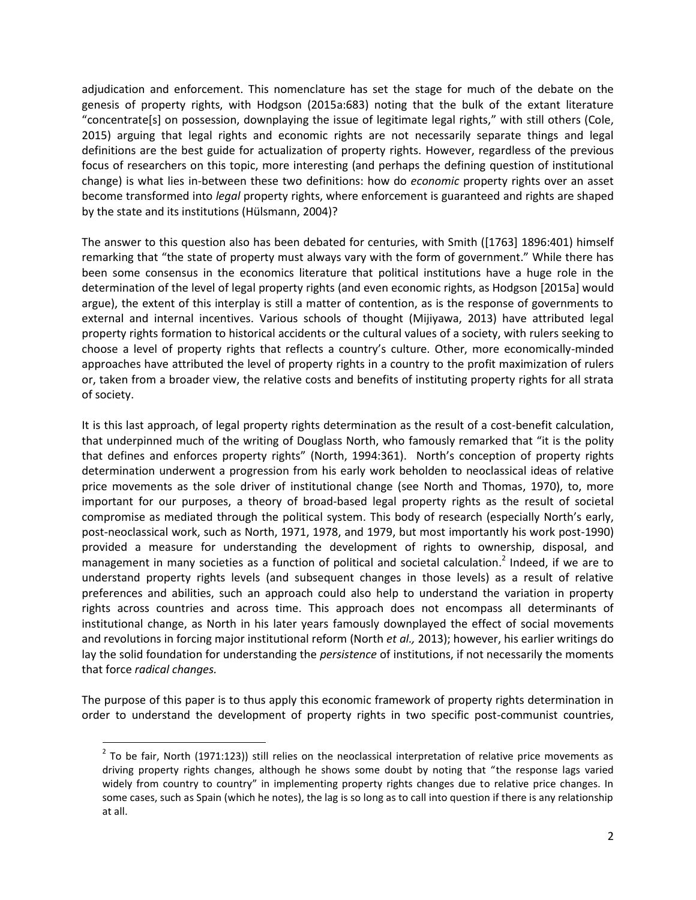adjudication and enforcement. This nomenclature has set the stage for much of the debate on the genesis of property rights, with Hodgson (2015a:683) noting that the bulk of the extant literature "concentrate[s] on possession, downplaying the issue of legitimate legal rights," with still others (Cole, 2015) arguing that legal rights and economic rights are not necessarily separate things and legal definitions are the best guide for actualization of property rights. However, regardless of the previous focus of researchers on this topic, more interesting (and perhaps the defining question of institutional change) is what lies in-between these two definitions: how do *economic* property rights over an asset become transformed into *legal* property rights, where enforcement is guaranteed and rights are shaped by the state and its institutions (Hülsmann, 2004)?

The answer to this question also has been debated for centuries, with Smith ([1763] 1896:401) himself remarking that "the state of property must always vary with the form of government." While there has been some consensus in the economics literature that political institutions have a huge role in the determination of the level of legal property rights (and even economic rights, as Hodgson [2015a] would argue), the extent of this interplay is still a matter of contention, as is the response of governments to external and internal incentives. Various schools of thought (Mijiyawa, 2013) have attributed legal property rights formation to historical accidents or the cultural values of a society, with rulers seeking to choose a level of property rights that reflects a country's culture. Other, more economically-minded approaches have attributed the level of property rights in a country to the profit maximization of rulers or, taken from a broader view, the relative costs and benefits of instituting property rights for all strata of society.

It is this last approach, of legal property rights determination as the result of a cost-benefit calculation, that underpinned much of the writing of Douglass North, who famously remarked that "it is the polity that defines and enforces property rights" (North, 1994:361). North's conception of property rights determination underwent a progression from his early work beholden to neoclassical ideas of relative price movements as the sole driver of institutional change (see North and Thomas, 1970), to, more important for our purposes, a theory of broad-based legal property rights as the result of societal compromise as mediated through the political system. This body of research (especially North's early, post-neoclassical work, such as North, 1971, 1978, and 1979, but most importantly his work post-1990) provided a measure for understanding the development of rights to ownership, disposal, and management in many societies as a function of political and societal calculation.[2] Indeed, if we are to understand property rights levels (and subsequent changes in those levels) as a result of relative preferences and abilities, such an approach could also help to understand the variation in property rights across countries and across time. This approach does not encompass all determinants of institutional change, as North in his later years famously downplayed the effect of social movements and revolutions in forcing major institutional reform (North *et al.,* 2013); however, his earlier writings do lay the solid foundation for understanding the *persistence* of institutions, if not necessarily the moments that force *radical changes.*

The purpose of this paper is to thus apply this economic framework of property rights determination in order to understand the development of property rights in two specific post-communist countries,

[2] To be fair, North (1971:123)) still relies on the neoclassical interpretation of relative price movements as driving property rights changes, although he shows some doubt by noting that "the response lags varied widely from country to country" in implementing property rights changes due to relative price changes. In some cases, such as Spain (which he notes), the lag is so long as to call into question if there is any relationship at all.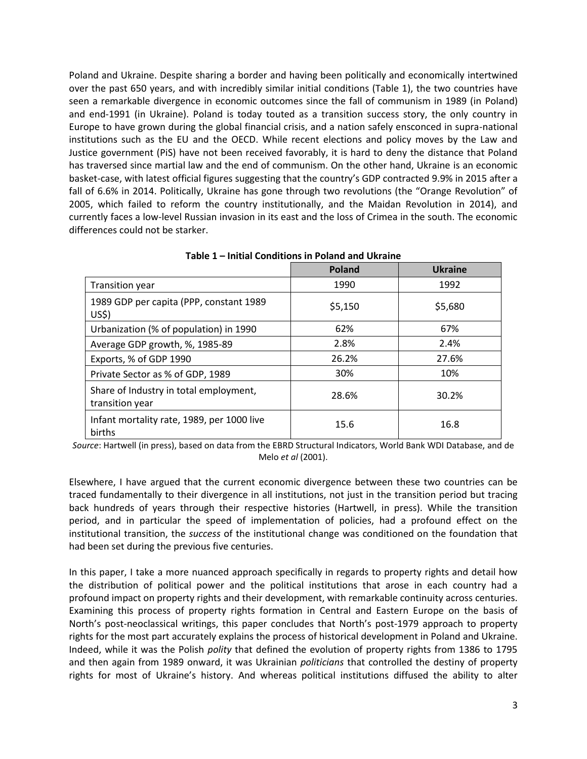Poland and Ukraine. Despite sharing a border and having been politically and economically intertwined over the past 650 years, and with incredibly similar initial conditions (Table 1), the two countries have seen a remarkable divergence in economic outcomes since the fall of communism in 1989 (in Poland) and end-1991 (in Ukraine). Poland is today touted as a transition success story, the only country in Europe to have grown during the global financial crisis, and a nation safely ensconced in supra-national institutions such as the EU and the OECD. While recent elections and policy moves by the Law and Justice government (PiS) have not been received favorably, it is hard to deny the distance that Poland has traversed since martial law and the end of communism. On the other hand, Ukraine is an economic basket-case, with latest official figures suggesting that the country's GDP contracted 9.9% in 2015 after a fall of 6.6% in 2014. Politically, Ukraine has gone through two revolutions (the "Orange Revolution" of 2005, which failed to reform the country institutionally, and the Maidan Revolution in 2014), and currently faces a low-level Russian invasion in its east and the loss of Crimea in the south. The economic differences could not be starker.

**Table 1 – Initial Conditions in Poland and Ukraine**

| | Poland | Ukraine |
|---|---|---|
| Transition year | 1990 | 1992 |
| 1989 GDP per capita (PPP, constant 1989 US$) | $5,150 | $5,680 |
| Urbanization (% of population) in 1990 | 62% | 67% |
| Average GDP growth, %, 1985-89 | 2.8% | 2.4% |
| Exports, % of GDP 1990 | 26.2% | 27.6% |
| Private Sector as % of GDP, 1989 | 30% | 10% |
| Share of Industry in total employment, transition year | 28.6% | 30.2% |
| Infant mortality rate, 1989, per 1000 live births | 15.6 | 16.8 |

*Source*: Hartwell (in press), based on data from the EBRD Structural Indicators, World Bank WDI Database, and de Melo *et al* (2001).

Elsewhere, I have argued that the current economic divergence between these two countries can be traced fundamentally to their divergence in all institutions, not just in the transition period but tracing back hundreds of years through their respective histories (Hartwell, in press). While the transition period, and in particular the speed of implementation of policies, had a profound effect on the institutional transition, the *success* of the institutional change was conditioned on the foundation that had been set during the previous five centuries.

In this paper, I take a more nuanced approach specifically in regards to property rights and detail how the distribution of political power and the political institutions that arose in each country had a profound impact on property rights and their development, with remarkable continuity across centuries. Examining this process of property rights formation in Central and Eastern Europe on the basis of North's post-neoclassical writings, this paper concludes that North's post-1979 approach to property rights for the most part accurately explains the process of historical development in Poland and Ukraine. Indeed, while it was the Polish *polity* that defined the evolution of property rights from 1386 to 1795 and then again from 1989 onward, it was Ukrainian *politicians* that controlled the destiny of property rights for most of Ukraine's history. And whereas political institutions diffused the ability to alter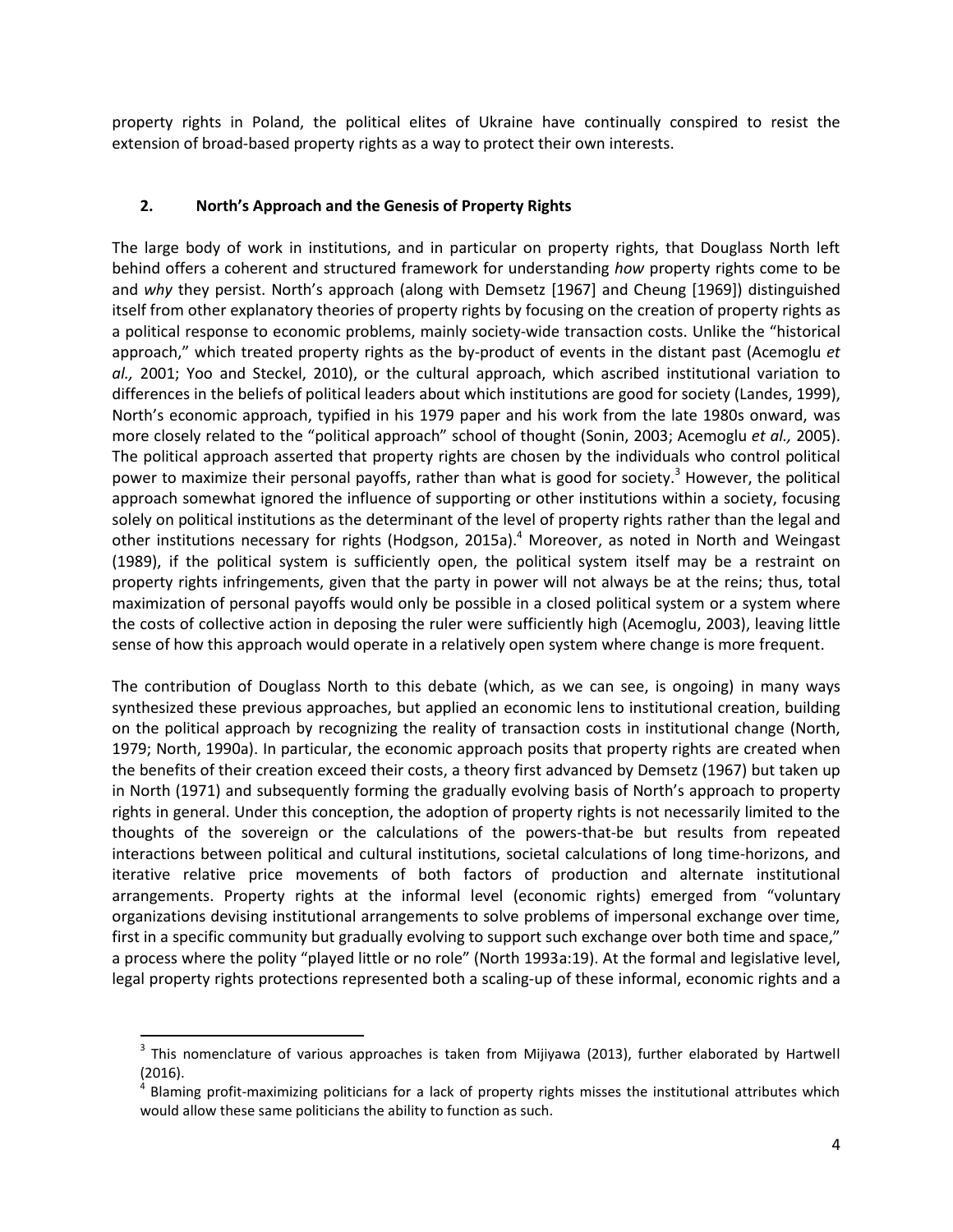property rights in Poland, the political elites of Ukraine have continually conspired to resist the extension of broad-based property rights as a way to protect their own interests.

## 2. North's Approach and the Genesis of Property Rights

The large body of work in institutions, and in particular on property rights, that Douglass North left behind offers a coherent and structured framework for understanding *how* property rights come to be and *why* they persist. North's approach (along with Demsetz [1967] and Cheung [1969]) distinguished itself from other explanatory theories of property rights by focusing on the creation of property rights as a political response to economic problems, mainly society-wide transaction costs. Unlike the "historical approach," which treated property rights as the by-product of events in the distant past (Acemoglu *et al.,* 2001; Yoo and Steckel, 2010), or the cultural approach, which ascribed institutional variation to differences in the beliefs of political leaders about which institutions are good for society (Landes, 1999), North's economic approach, typified in his 1979 paper and his work from the late 1980s onward, was more closely related to the "political approach" school of thought (Sonin, 2003; Acemoglu *et al.,* 2005). The political approach asserted that property rights are chosen by the individuals who control political power to maximize their personal payoffs, rather than what is good for society.[3] However, the political approach somewhat ignored the influence of supporting or other institutions within a society, focusing solely on political institutions as the determinant of the level of property rights rather than the legal and other institutions necessary for rights (Hodgson, 2015a).[4] Moreover, as noted in North and Weingast (1989), if the political system is sufficiently open, the political system itself may be a restraint on property rights infringements, given that the party in power will not always be at the reins; thus, total maximization of personal payoffs would only be possible in a closed political system or a system where the costs of collective action in deposing the ruler were sufficiently high (Acemoglu, 2003), leaving little sense of how this approach would operate in a relatively open system where change is more frequent.

The contribution of Douglass North to this debate (which, as we can see, is ongoing) in many ways synthesized these previous approaches, but applied an economic lens to institutional creation, building on the political approach by recognizing the reality of transaction costs in institutional change (North, 1979; North, 1990a). In particular, the economic approach posits that property rights are created when the benefits of their creation exceed their costs, a theory first advanced by Demsetz (1967) but taken up in North (1971) and subsequently forming the gradually evolving basis of North's approach to property rights in general. Under this conception, the adoption of property rights is not necessarily limited to the thoughts of the sovereign or the calculations of the powers-that-be but results from repeated interactions between political and cultural institutions, societal calculations of long time-horizons, and iterative relative price movements of both factors of production and alternate institutional arrangements. Property rights at the informal level (economic rights) emerged from "voluntary organizations devising institutional arrangements to solve problems of impersonal exchange over time, first in a specific community but gradually evolving to support such exchange over both time and space," a process where the polity "played little or no role" (North 1993a:19). At the formal and legislative level, legal property rights protections represented both a scaling-up of these informal, economic rights and a

[3] This nomenclature of various approaches is taken from Mijiyawa (2013), further elaborated by Hartwell (2016).

[4] Blaming profit-maximizing politicians for a lack of property rights misses the institutional attributes which would allow these same politicians the ability to function as such.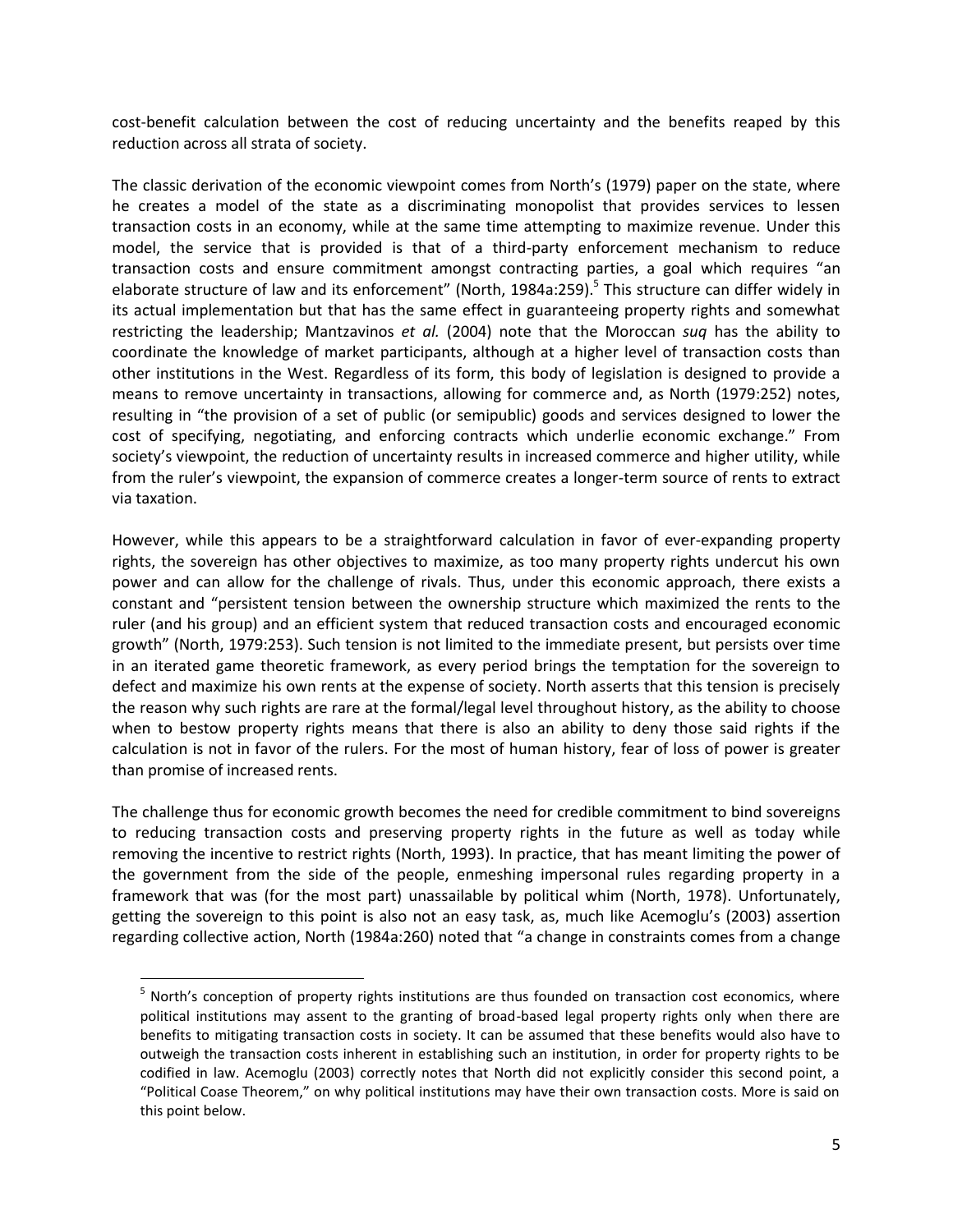cost-benefit calculation between the cost of reducing uncertainty and the benefits reaped by this reduction across all strata of society.

The classic derivation of the economic viewpoint comes from North's (1979) paper on the state, where he creates a model of the state as a discriminating monopolist that provides services to lessen transaction costs in an economy, while at the same time attempting to maximize revenue. Under this model, the service that is provided is that of a third-party enforcement mechanism to reduce transaction costs and ensure commitment amongst contracting parties, a goal which requires "an elaborate structure of law and its enforcement" (North, 1984a:259).[5] This structure can differ widely in its actual implementation but that has the same effect in guaranteeing property rights and somewhat restricting the leadership; Mantzavinos *et al.* (2004) note that the Moroccan *suq* has the ability to coordinate the knowledge of market participants, although at a higher level of transaction costs than other institutions in the West. Regardless of its form, this body of legislation is designed to provide a means to remove uncertainty in transactions, allowing for commerce and, as North (1979:252) notes, resulting in "the provision of a set of public (or semipublic) goods and services designed to lower the cost of specifying, negotiating, and enforcing contracts which underlie economic exchange." From society's viewpoint, the reduction of uncertainty results in increased commerce and higher utility, while from the ruler's viewpoint, the expansion of commerce creates a longer-term source of rents to extract via taxation.

However, while this appears to be a straightforward calculation in favor of ever-expanding property rights, the sovereign has other objectives to maximize, as too many property rights undercut his own power and can allow for the challenge of rivals. Thus, under this economic approach, there exists a constant and "persistent tension between the ownership structure which maximized the rents to the ruler (and his group) and an efficient system that reduced transaction costs and encouraged economic growth" (North, 1979:253). Such tension is not limited to the immediate present, but persists over time in an iterated game theoretic framework, as every period brings the temptation for the sovereign to defect and maximize his own rents at the expense of society. North asserts that this tension is precisely the reason why such rights are rare at the formal/legal level throughout history, as the ability to choose when to bestow property rights means that there is also an ability to deny those said rights if the calculation is not in favor of the rulers. For the most of human history, fear of loss of power is greater than promise of increased rents.

The challenge thus for economic growth becomes the need for credible commitment to bind sovereigns to reducing transaction costs and preserving property rights in the future as well as today while removing the incentive to restrict rights (North, 1993). In practice, that has meant limiting the power of the government from the side of the people, enmeshing impersonal rules regarding property in a framework that was (for the most part) unassailable by political whim (North, 1978). Unfortunately, getting the sovereign to this point is also not an easy task, as, much like Acemoglu's (2003) assertion regarding collective action, North (1984a:260) noted that "a change in constraints comes from a change

[5] North's conception of property rights institutions are thus founded on transaction cost economics, where political institutions may assent to the granting of broad-based legal property rights only when there are benefits to mitigating transaction costs in society. It can be assumed that these benefits would also have to outweigh the transaction costs inherent in establishing such an institution, in order for property rights to be codified in law. Acemoglu (2003) correctly notes that North did not explicitly consider this second point, a "Political Coase Theorem," on why political institutions may have their own transaction costs. More is said on this point below.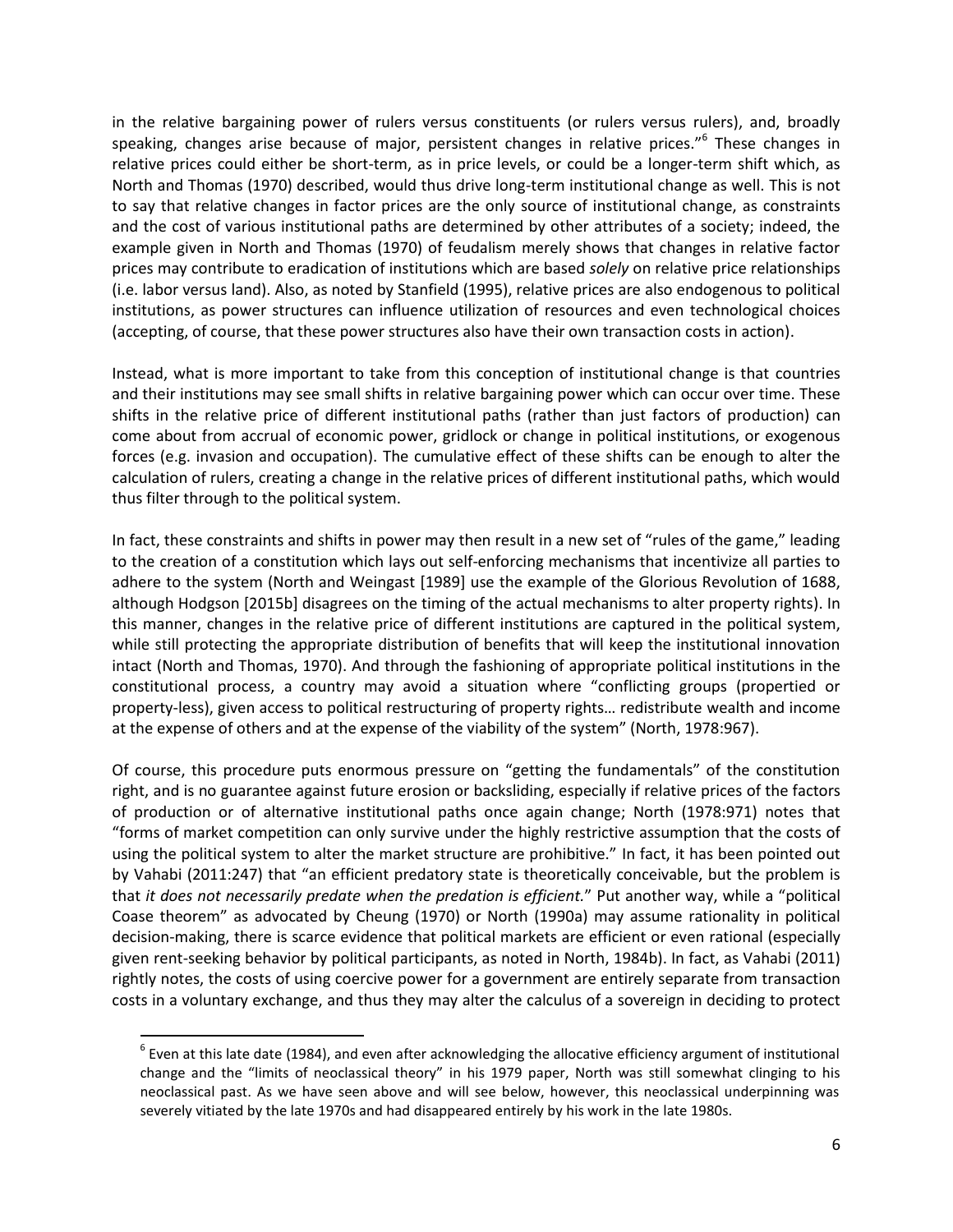in the relative bargaining power of rulers versus constituents (or rulers versus rulers), and, broadly speaking, changes arise because of major, persistent changes in relative prices."[6] These changes in relative prices could either be short-term, as in price levels, or could be a longer-term shift which, as North and Thomas (1970) described, would thus drive long-term institutional change as well. This is not to say that relative changes in factor prices are the only source of institutional change, as constraints and the cost of various institutional paths are determined by other attributes of a society; indeed, the example given in North and Thomas (1970) of feudalism merely shows that changes in relative factor prices may contribute to eradication of institutions which are based *solely* on relative price relationships (i.e. labor versus land). Also, as noted by Stanfield (1995), relative prices are also endogenous to political institutions, as power structures can influence utilization of resources and even technological choices (accepting, of course, that these power structures also have their own transaction costs in action).

Instead, what is more important to take from this conception of institutional change is that countries and their institutions may see small shifts in relative bargaining power which can occur over time. These shifts in the relative price of different institutional paths (rather than just factors of production) can come about from accrual of economic power, gridlock or change in political institutions, or exogenous forces (e.g. invasion and occupation). The cumulative effect of these shifts can be enough to alter the calculation of rulers, creating a change in the relative prices of different institutional paths, which would thus filter through to the political system.

In fact, these constraints and shifts in power may then result in a new set of "rules of the game," leading to the creation of a constitution which lays out self-enforcing mechanisms that incentivize all parties to adhere to the system (North and Weingast [1989] use the example of the Glorious Revolution of 1688, although Hodgson [2015b] disagrees on the timing of the actual mechanisms to alter property rights). In this manner, changes in the relative price of different institutions are captured in the political system, while still protecting the appropriate distribution of benefits that will keep the institutional innovation intact (North and Thomas, 1970). And through the fashioning of appropriate political institutions in the constitutional process, a country may avoid a situation where "conflicting groups (propertied or property-less), given access to political restructuring of property rights… redistribute wealth and income at the expense of others and at the expense of the viability of the system" (North, 1978:967).

Of course, this procedure puts enormous pressure on "getting the fundamentals" of the constitution right, and is no guarantee against future erosion or backsliding, especially if relative prices of the factors of production or of alternative institutional paths once again change; North (1978:971) notes that "forms of market competition can only survive under the highly restrictive assumption that the costs of using the political system to alter the market structure are prohibitive." In fact, it has been pointed out by Vahabi (2011:247) that "an efficient predatory state is theoretically conceivable, but the problem is that *it does not necessarily predate when the predation is efficient.*" Put another way, while a "political Coase theorem" as advocated by Cheung (1970) or North (1990a) may assume rationality in political decision-making, there is scarce evidence that political markets are efficient or even rational (especially given rent-seeking behavior by political participants, as noted in North, 1984b). In fact, as Vahabi (2011) rightly notes, the costs of using coercive power for a government are entirely separate from transaction costs in a voluntary exchange, and thus they may alter the calculus of a sovereign in deciding to protect

[6] Even at this late date (1984), and even after acknowledging the allocative efficiency argument of institutional change and the "limits of neoclassical theory" in his 1979 paper, North was still somewhat clinging to his neoclassical past. As we have seen above and will see below, however, this neoclassical underpinning was severely vitiated by the late 1970s and had disappeared entirely by his work in the late 1980s.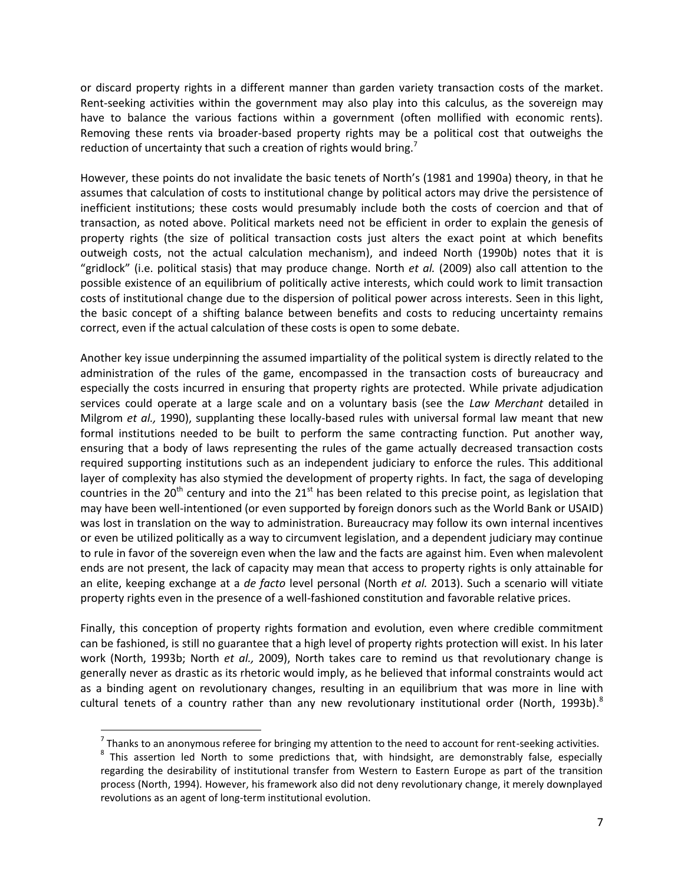or discard property rights in a different manner than garden variety transaction costs of the market. Rent-seeking activities within the government may also play into this calculus, as the sovereign may have to balance the various factions within a government (often mollified with economic rents). Removing these rents via broader-based property rights may be a political cost that outweighs the reduction of uncertainty that such a creation of rights would bring.[7]

However, these points do not invalidate the basic tenets of North's (1981 and 1990a) theory, in that he assumes that calculation of costs to institutional change by political actors may drive the persistence of inefficient institutions; these costs would presumably include both the costs of coercion and that of transaction, as noted above. Political markets need not be efficient in order to explain the genesis of property rights (the size of political transaction costs just alters the exact point at which benefits outweigh costs, not the actual calculation mechanism), and indeed North (1990b) notes that it is "gridlock" (i.e. political stasis) that may produce change. North *et al.* (2009) also call attention to the possible existence of an equilibrium of politically active interests, which could work to limit transaction costs of institutional change due to the dispersion of political power across interests. Seen in this light, the basic concept of a shifting balance between benefits and costs to reducing uncertainty remains correct, even if the actual calculation of these costs is open to some debate.

Another key issue underpinning the assumed impartiality of the political system is directly related to the administration of the rules of the game, encompassed in the transaction costs of bureaucracy and especially the costs incurred in ensuring that property rights are protected. While private adjudication services could operate at a large scale and on a voluntary basis (see the *Law Merchant* detailed in Milgrom *et al.,* 1990), supplanting these locally-based rules with universal formal law meant that new formal institutions needed to be built to perform the same contracting function. Put another way, ensuring that a body of laws representing the rules of the game actually decreased transaction costs required supporting institutions such as an independent judiciary to enforce the rules. This additional layer of complexity has also stymied the development of property rights. In fact, the saga of developing countries in the 20th century and into the 21st has been related to this precise point, as legislation that may have been well-intentioned (or even supported by foreign donors such as the World Bank or USAID) was lost in translation on the way to administration. Bureaucracy may follow its own internal incentives or even be utilized politically as a way to circumvent legislation, and a dependent judiciary may continue to rule in favor of the sovereign even when the law and the facts are against him. Even when malevolent ends are not present, the lack of capacity may mean that access to property rights is only attainable for an elite, keeping exchange at a *de facto* level personal (North *et al.* 2013). Such a scenario will vitiate property rights even in the presence of a well-fashioned constitution and favorable relative prices.

Finally, this conception of property rights formation and evolution, even where credible commitment can be fashioned, is still no guarantee that a high level of property rights protection will exist. In his later work (North, 1993b; North *et al.,* 2009), North takes care to remind us that revolutionary change is generally never as drastic as its rhetoric would imply, as he believed that informal constraints would act as a binding agent on revolutionary changes, resulting in an equilibrium that was more in line with cultural tenets of a country rather than any new revolutionary institutional order (North, 1993b).[8]

[7] Thanks to an anonymous referee for bringing my attention to the need to account for rent-seeking activities.

[8] This assertion led North to some predictions that, with hindsight, are demonstrably false, especially regarding the desirability of institutional transfer from Western to Eastern Europe as part of the transition process (North, 1994). However, his framework also did not deny revolutionary change, it merely downplayed revolutions as an agent of long-term institutional evolution.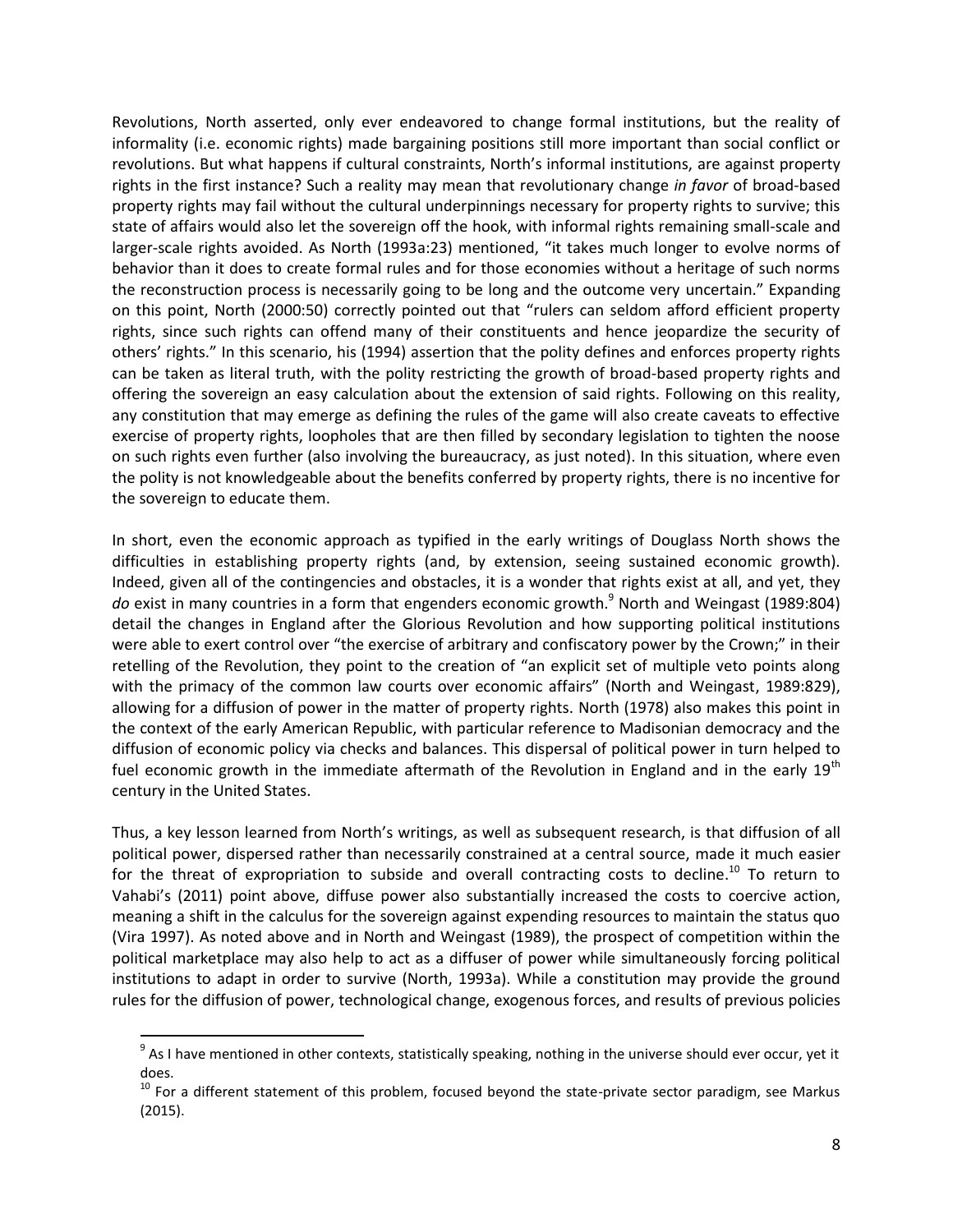Revolutions, North asserted, only ever endeavored to change formal institutions, but the reality of informality (i.e. economic rights) made bargaining positions still more important than social conflict or revolutions. But what happens if cultural constraints, North's informal institutions, are against property rights in the first instance? Such a reality may mean that revolutionary change *in favor* of broad-based property rights may fail without the cultural underpinnings necessary for property rights to survive; this state of affairs would also let the sovereign off the hook, with informal rights remaining small-scale and larger-scale rights avoided. As North (1993a:23) mentioned, "it takes much longer to evolve norms of behavior than it does to create formal rules and for those economies without a heritage of such norms the reconstruction process is necessarily going to be long and the outcome very uncertain." Expanding on this point, North (2000:50) correctly pointed out that "rulers can seldom afford efficient property rights, since such rights can offend many of their constituents and hence jeopardize the security of others' rights." In this scenario, his (1994) assertion that the polity defines and enforces property rights can be taken as literal truth, with the polity restricting the growth of broad-based property rights and offering the sovereign an easy calculation about the extension of said rights. Following on this reality, any constitution that may emerge as defining the rules of the game will also create caveats to effective exercise of property rights, loopholes that are then filled by secondary legislation to tighten the noose on such rights even further (also involving the bureaucracy, as just noted). In this situation, where even the polity is not knowledgeable about the benefits conferred by property rights, there is no incentive for the sovereign to educate them.

In short, even the economic approach as typified in the early writings of Douglass North shows the difficulties in establishing property rights (and, by extension, seeing sustained economic growth). Indeed, given all of the contingencies and obstacles, it is a wonder that rights exist at all, and yet, they *do* exist in many countries in a form that engenders economic growth.[9] North and Weingast (1989:804) detail the changes in England after the Glorious Revolution and how supporting political institutions were able to exert control over "the exercise of arbitrary and confiscatory power by the Crown;" in their retelling of the Revolution, they point to the creation of "an explicit set of multiple veto points along with the primacy of the common law courts over economic affairs" (North and Weingast, 1989:829), allowing for a diffusion of power in the matter of property rights. North (1978) also makes this point in the context of the early American Republic, with particular reference to Madisonian democracy and the diffusion of economic policy via checks and balances. This dispersal of political power in turn helped to fuel economic growth in the immediate aftermath of the Revolution in England and in the early 19th century in the United States.

Thus, a key lesson learned from North's writings, as well as subsequent research, is that diffusion of all political power, dispersed rather than necessarily constrained at a central source, made it much easier for the threat of expropriation to subside and overall contracting costs to decline.[10] To return to Vahabi's (2011) point above, diffuse power also substantially increased the costs to coercive action, meaning a shift in the calculus for the sovereign against expending resources to maintain the status quo (Vira 1997). As noted above and in North and Weingast (1989), the prospect of competition within the political marketplace may also help to act as a diffuser of power while simultaneously forcing political institutions to adapt in order to survive (North, 1993a). While a constitution may provide the ground rules for the diffusion of power, technological change, exogenous forces, and results of previous policies

[9] As I have mentioned in other contexts, statistically speaking, nothing in the universe should ever occur, yet it does.

[10] For a different statement of this problem, focused beyond the state-private sector paradigm, see Markus (2015).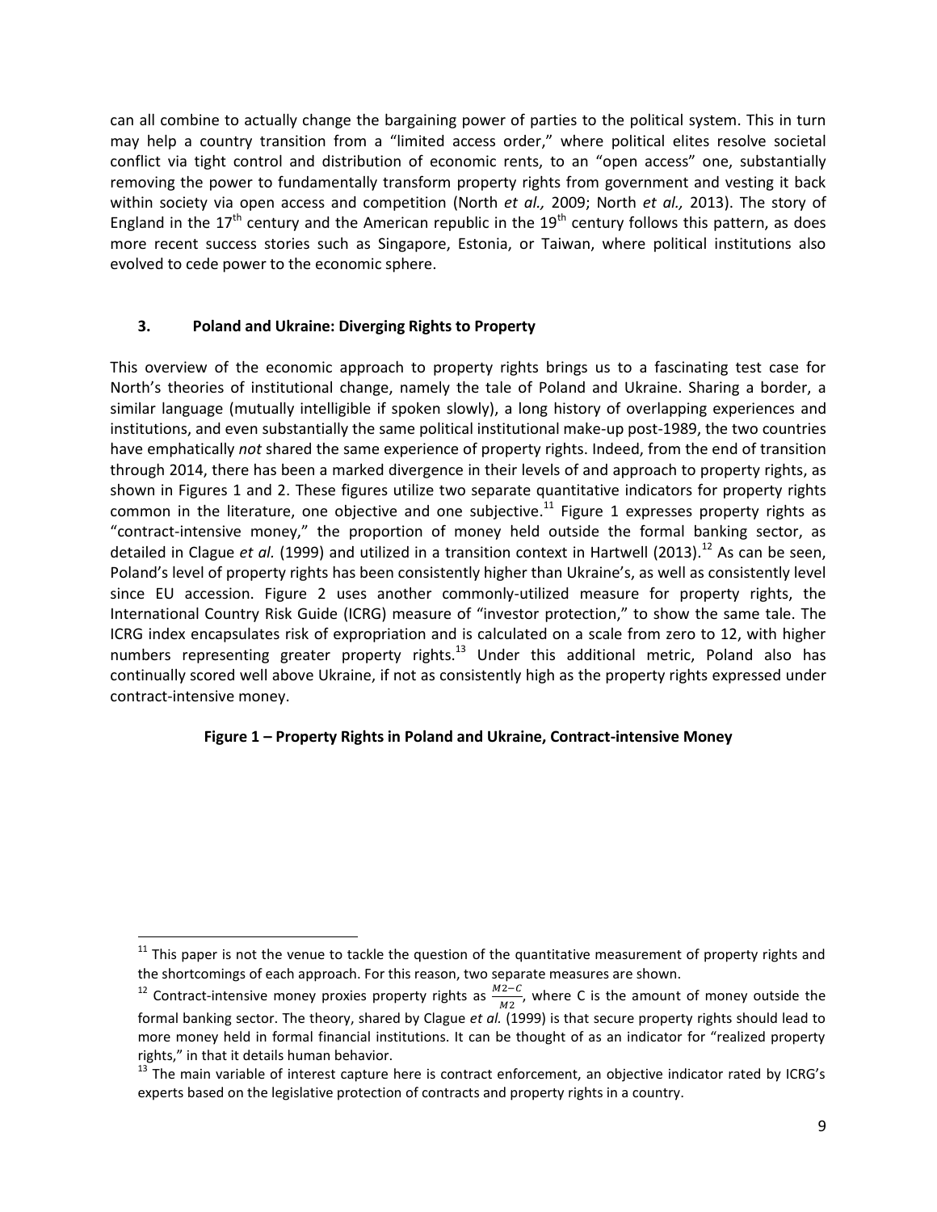can all combine to actually change the bargaining power of parties to the political system. This in turn may help a country transition from a "limited access order," where political elites resolve societal conflict via tight control and distribution of economic rents, to an "open access" one, substantially removing the power to fundamentally transform property rights from government and vesting it back within society via open access and competition (North *et al.,* 2009; North *et al.,* 2013). The story of England in the 17th century and the American republic in the 19th century follows this pattern, as does more recent success stories such as Singapore, Estonia, or Taiwan, where political institutions also evolved to cede power to the economic sphere.

## 3. Poland and Ukraine: Diverging Rights to Property

This overview of the economic approach to property rights brings us to a fascinating test case for North's theories of institutional change, namely the tale of Poland and Ukraine. Sharing a border, a similar language (mutually intelligible if spoken slowly), a long history of overlapping experiences and institutions, and even substantially the same political institutional make-up post-1989, the two countries have emphatically *not* shared the same experience of property rights. Indeed, from the end of transition through 2014, there has been a marked divergence in their levels of and approach to property rights, as shown in Figures 1 and 2. These figures utilize two separate quantitative indicators for property rights common in the literature, one objective and one subjective.[11] Figure 1 expresses property rights as "contract-intensive money," the proportion of money held outside the formal banking sector, as detailed in Clague *et al.* (1999) and utilized in a transition context in Hartwell (2013).[12] As can be seen, Poland's level of property rights has been consistently higher than Ukraine's, as well as consistently level since EU accession. Figure 2 uses another commonly-utilized measure for property rights, the International Country Risk Guide (ICRG) measure of "investor protection," to show the same tale. The ICRG index encapsulates risk of expropriation and is calculated on a scale from zero to 12, with higher numbers representing greater property rights.[13] Under this additional metric, Poland also has continually scored well above Ukraine, if not as consistently high as the property rights expressed under contract-intensive money.

**Figure 1 – Property Rights in Poland and Ukraine, Contract-intensive Money**

[11] This paper is not the venue to tackle the question of the quantitative measurement of property rights and the shortcomings of each approach. For this reason, two separate measures are shown.

[12] Contract-intensive money proxies property rights as $\frac{M2-C}{M2}$, where C is the amount of money outside the formal banking sector. The theory, shared by Clague *et al.* (1999) is that secure property rights should lead to more money held in formal financial institutions. It can be thought of as an indicator for "realized property rights," in that it details human behavior.

[13] The main variable of interest capture here is contract enforcement, an objective indicator rated by ICRG's experts based on the legislative protection of contracts and property rights in a country.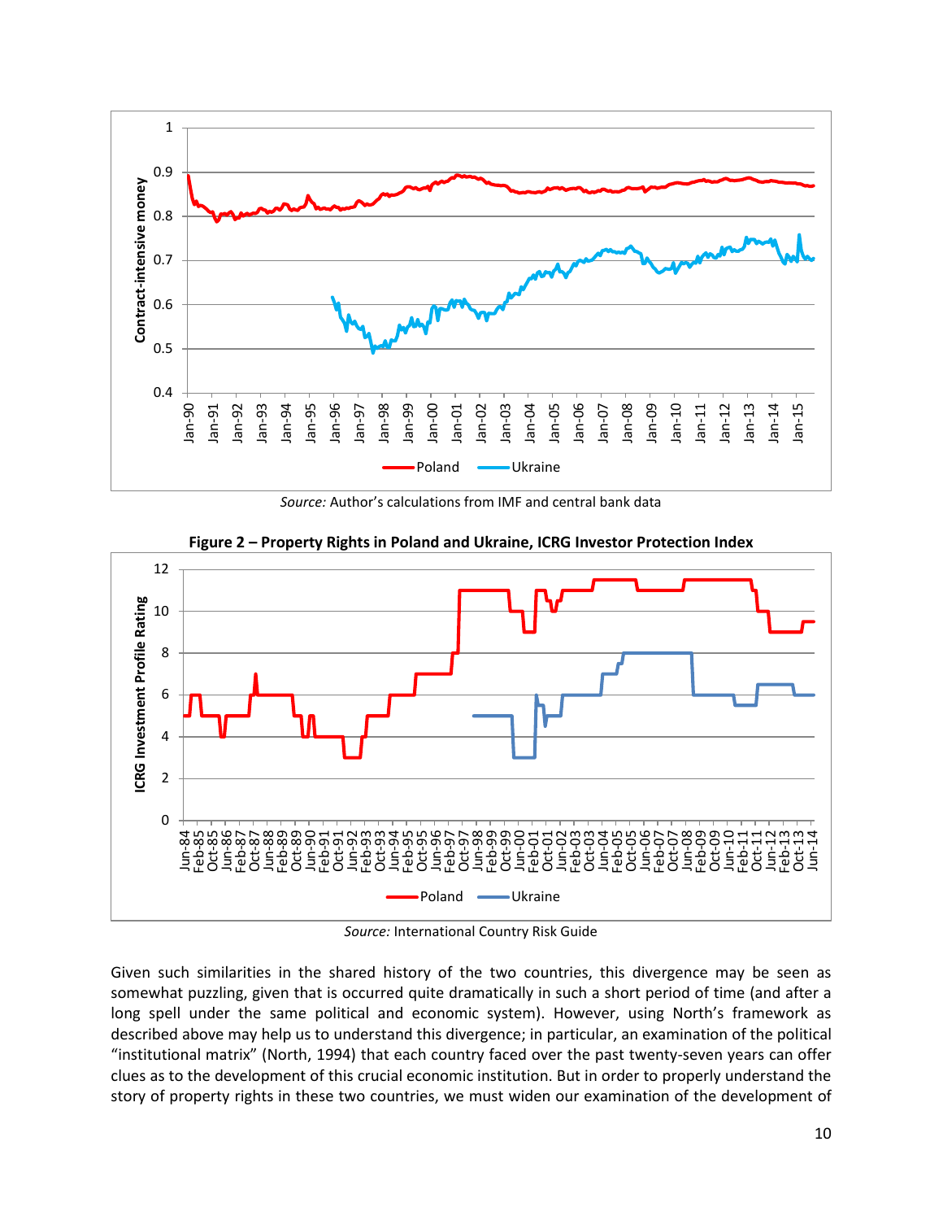*Source:* Author's calculations from IMF and central bank data

**Figure 2 – Property Rights in Poland and Ukraine, ICRG Investor Protection Index**

*Source:* International Country Risk Guide

Given such similarities in the shared history of the two countries, this divergence may be seen as somewhat puzzling, given that is occurred quite dramatically in such a short period of time (and after a long spell under the same political and economic system). However, using North's framework as described above may help us to understand this divergence; in particular, an examination of the political "institutional matrix" (North, 1994) that each country faced over the past twenty-seven years can offer clues as to the development of this crucial economic institution. But in order to properly understand the story of property rights in these two countries, we must widen our examination of the development of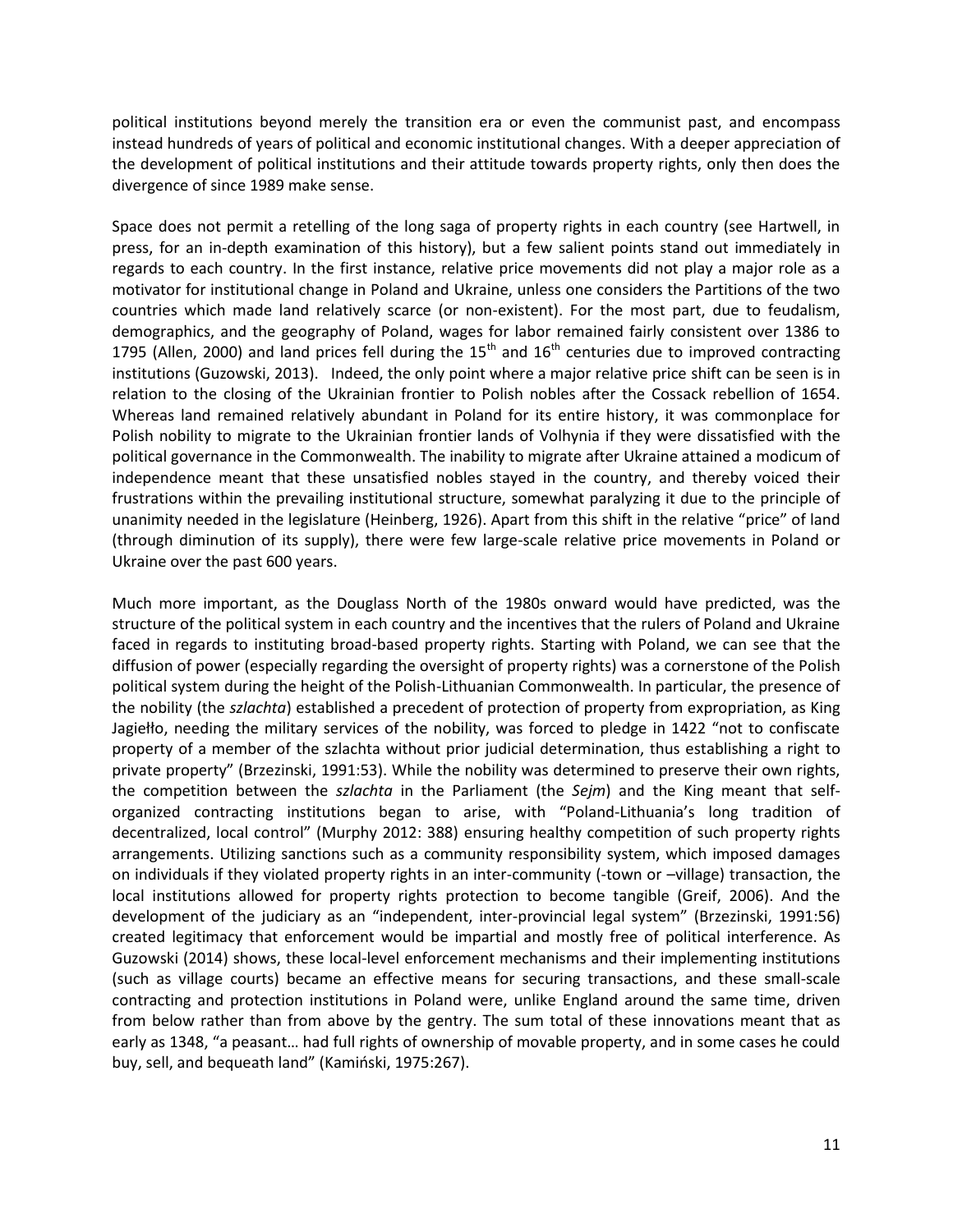political institutions beyond merely the transition era or even the communist past, and encompass instead hundreds of years of political and economic institutional changes. With a deeper appreciation of the development of political institutions and their attitude towards property rights, only then does the divergence of since 1989 make sense.

Space does not permit a retelling of the long saga of property rights in each country (see Hartwell, in press, for an in-depth examination of this history), but a few salient points stand out immediately in regards to each country. In the first instance, relative price movements did not play a major role as a motivator for institutional change in Poland and Ukraine, unless one considers the Partitions of the two countries which made land relatively scarce (or non-existent). For the most part, due to feudalism, demographics, and the geography of Poland, wages for labor remained fairly consistent over 1386 to 1795 (Allen, 2000) and land prices fell during the 15th and 16th centuries due to improved contracting institutions (Guzowski, 2013). Indeed, the only point where a major relative price shift can be seen is in relation to the closing of the Ukrainian frontier to Polish nobles after the Cossack rebellion of 1654. Whereas land remained relatively abundant in Poland for its entire history, it was commonplace for Polish nobility to migrate to the Ukrainian frontier lands of Volhynia if they were dissatisfied with the political governance in the Commonwealth. The inability to migrate after Ukraine attained a modicum of independence meant that these unsatisfied nobles stayed in the country, and thereby voiced their frustrations within the prevailing institutional structure, somewhat paralyzing it due to the principle of unanimity needed in the legislature (Heinberg, 1926). Apart from this shift in the relative "price" of land (through diminution of its supply), there were few large-scale relative price movements in Poland or Ukraine over the past 600 years.

Much more important, as the Douglass North of the 1980s onward would have predicted, was the structure of the political system in each country and the incentives that the rulers of Poland and Ukraine faced in regards to instituting broad-based property rights. Starting with Poland, we can see that the diffusion of power (especially regarding the oversight of property rights) was a cornerstone of the Polish political system during the height of the Polish-Lithuanian Commonwealth. In particular, the presence of the nobility (the *szlachta*) established a precedent of protection of property from expropriation, as King Jagiełło, needing the military services of the nobility, was forced to pledge in 1422 "not to confiscate property of a member of the szlachta without prior judicial determination, thus establishing a right to private property" (Brzezinski, 1991:53). While the nobility was determined to preserve their own rights, the competition between the *szlachta* in the Parliament (the *Sejm*) and the King meant that self-organized contracting institutions began to arise, with "Poland-Lithuania's long tradition of decentralized, local control" (Murphy 2012: 388) ensuring healthy competition of such property rights arrangements. Utilizing sanctions such as a community responsibility system, which imposed damages on individuals if they violated property rights in an inter-community (-town or –village) transaction, the local institutions allowed for property rights protection to become tangible (Greif, 2006). And the development of the judiciary as an "independent, inter-provincial legal system" (Brzezinski, 1991:56) created legitimacy that enforcement would be impartial and mostly free of political interference. As Guzowski (2014) shows, these local-level enforcement mechanisms and their implementing institutions (such as village courts) became an effective means for securing transactions, and these small-scale contracting and protection institutions in Poland were, unlike England around the same time, driven from below rather than from above by the gentry. The sum total of these innovations meant that as early as 1348, "a peasant… had full rights of ownership of movable property, and in some cases he could buy, sell, and bequeath land" (Kamiński, 1975:267).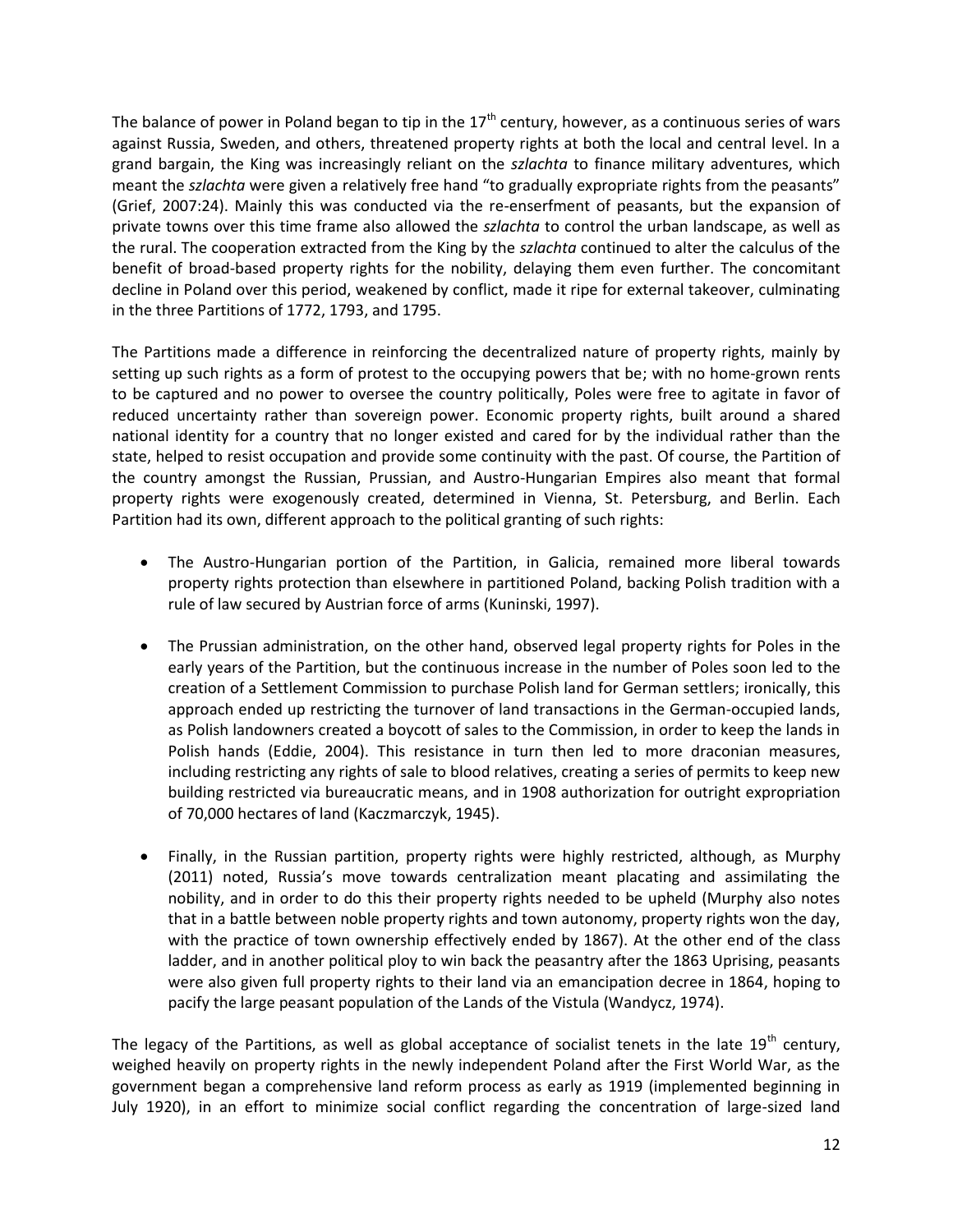The balance of power in Poland began to tip in the 17th century, however, as a continuous series of wars against Russia, Sweden, and others, threatened property rights at both the local and central level. In a grand bargain, the King was increasingly reliant on the *szlachta* to finance military adventures, which meant the *szlachta* were given a relatively free hand "to gradually expropriate rights from the peasants" (Grief, 2007:24). Mainly this was conducted via the re-enserfment of peasants, but the expansion of private towns over this time frame also allowed the *szlachta* to control the urban landscape, as well as the rural. The cooperation extracted from the King by the *szlachta* continued to alter the calculus of the benefit of broad-based property rights for the nobility, delaying them even further. The concomitant decline in Poland over this period, weakened by conflict, made it ripe for external takeover, culminating in the three Partitions of 1772, 1793, and 1795.

The Partitions made a difference in reinforcing the decentralized nature of property rights, mainly by setting up such rights as a form of protest to the occupying powers that be; with no home-grown rents to be captured and no power to oversee the country politically, Poles were free to agitate in favor of reduced uncertainty rather than sovereign power. Economic property rights, built around a shared national identity for a country that no longer existed and cared for by the individual rather than the state, helped to resist occupation and provide some continuity with the past. Of course, the Partition of the country amongst the Russian, Prussian, and Austro-Hungarian Empires also meant that formal property rights were exogenously created, determined in Vienna, St. Petersburg, and Berlin. Each Partition had its own, different approach to the political granting of such rights:

- The Austro-Hungarian portion of the Partition, in Galicia, remained more liberal towards property rights protection than elsewhere in partitioned Poland, backing Polish tradition with a rule of law secured by Austrian force of arms (Kuninski, 1997).

- The Prussian administration, on the other hand, observed legal property rights for Poles in the early years of the Partition, but the continuous increase in the number of Poles soon led to the creation of a Settlement Commission to purchase Polish land for German settlers; ironically, this approach ended up restricting the turnover of land transactions in the German-occupied lands, as Polish landowners created a boycott of sales to the Commission, in order to keep the lands in Polish hands (Eddie, 2004). This resistance in turn then led to more draconian measures, including restricting any rights of sale to blood relatives, creating a series of permits to keep new building restricted via bureaucratic means, and in 1908 authorization for outright expropriation of 70,000 hectares of land (Kaczmarczyk, 1945).

- Finally, in the Russian partition, property rights were highly restricted, although, as Murphy (2011) noted, Russia's move towards centralization meant placating and assimilating the nobility, and in order to do this their property rights needed to be upheld (Murphy also notes that in a battle between noble property rights and town autonomy, property rights won the day, with the practice of town ownership effectively ended by 1867). At the other end of the class ladder, and in another political ploy to win back the peasantry after the 1863 Uprising, peasants were also given full property rights to their land via an emancipation decree in 1864, hoping to pacify the large peasant population of the Lands of the Vistula (Wandycz, 1974).

The legacy of the Partitions, as well as global acceptance of socialist tenets in the late 19th century, weighed heavily on property rights in the newly independent Poland after the First World War, as the government began a comprehensive land reform process as early as 1919 (implemented beginning in July 1920), in an effort to minimize social conflict regarding the concentration of large-sized land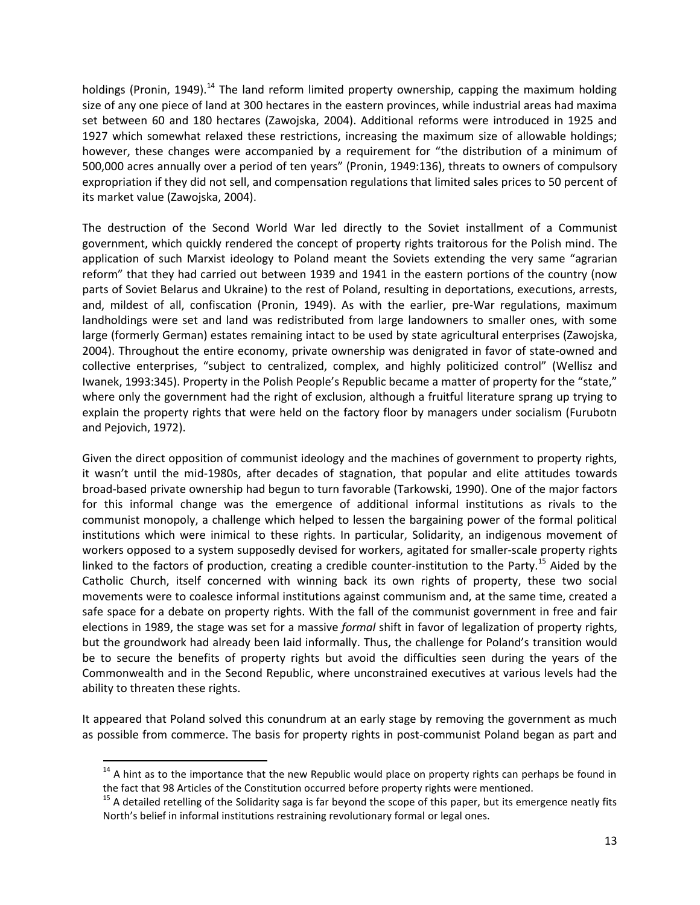holdings (Pronin, 1949).[14] The land reform limited property ownership, capping the maximum holding size of any one piece of land at 300 hectares in the eastern provinces, while industrial areas had maxima set between 60 and 180 hectares (Zawojska, 2004). Additional reforms were introduced in 1925 and 1927 which somewhat relaxed these restrictions, increasing the maximum size of allowable holdings; however, these changes were accompanied by a requirement for "the distribution of a minimum of 500,000 acres annually over a period of ten years" (Pronin, 1949:136), threats to owners of compulsory expropriation if they did not sell, and compensation regulations that limited sales prices to 50 percent of its market value (Zawojska, 2004).

The destruction of the Second World War led directly to the Soviet installment of a Communist government, which quickly rendered the concept of property rights traitorous for the Polish mind. The application of such Marxist ideology to Poland meant the Soviets extending the very same "agrarian reform" that they had carried out between 1939 and 1941 in the eastern portions of the country (now parts of Soviet Belarus and Ukraine) to the rest of Poland, resulting in deportations, executions, arrests, and, mildest of all, confiscation (Pronin, 1949). As with the earlier, pre-War regulations, maximum landholdings were set and land was redistributed from large landowners to smaller ones, with some large (formerly German) estates remaining intact to be used by state agricultural enterprises (Zawojska, 2004). Throughout the entire economy, private ownership was denigrated in favor of state-owned and collective enterprises, "subject to centralized, complex, and highly politicized control" (Wellisz and Iwanek, 1993:345). Property in the Polish People's Republic became a matter of property for the "state," where only the government had the right of exclusion, although a fruitful literature sprang up trying to explain the property rights that were held on the factory floor by managers under socialism (Furubotn and Pejovich, 1972).

Given the direct opposition of communist ideology and the machines of government to property rights, it wasn't until the mid-1980s, after decades of stagnation, that popular and elite attitudes towards broad-based private ownership had begun to turn favorable (Tarkowski, 1990). One of the major factors for this informal change was the emergence of additional informal institutions as rivals to the communist monopoly, a challenge which helped to lessen the bargaining power of the formal political institutions which were inimical to these rights. In particular, Solidarity, an indigenous movement of workers opposed to a system supposedly devised for workers, agitated for smaller-scale property rights linked to the factors of production, creating a credible counter-institution to the Party.[15] Aided by the Catholic Church, itself concerned with winning back its own rights of property, these two social movements were to coalesce informal institutions against communism and, at the same time, created a safe space for a debate on property rights. With the fall of the communist government in free and fair elections in 1989, the stage was set for a massive *formal* shift in favor of legalization of property rights, but the groundwork had already been laid informally. Thus, the challenge for Poland's transition would be to secure the benefits of property rights but avoid the difficulties seen during the years of the Commonwealth and in the Second Republic, where unconstrained executives at various levels had the ability to threaten these rights.

It appeared that Poland solved this conundrum at an early stage by removing the government as much as possible from commerce. The basis for property rights in post-communist Poland began as part and

[14] A hint as to the importance that the new Republic would place on property rights can perhaps be found in the fact that 98 Articles of the Constitution occurred before property rights were mentioned.

[15] A detailed retelling of the Solidarity saga is far beyond the scope of this paper, but its emergence neatly fits North's belief in informal institutions restraining revolutionary formal or legal ones.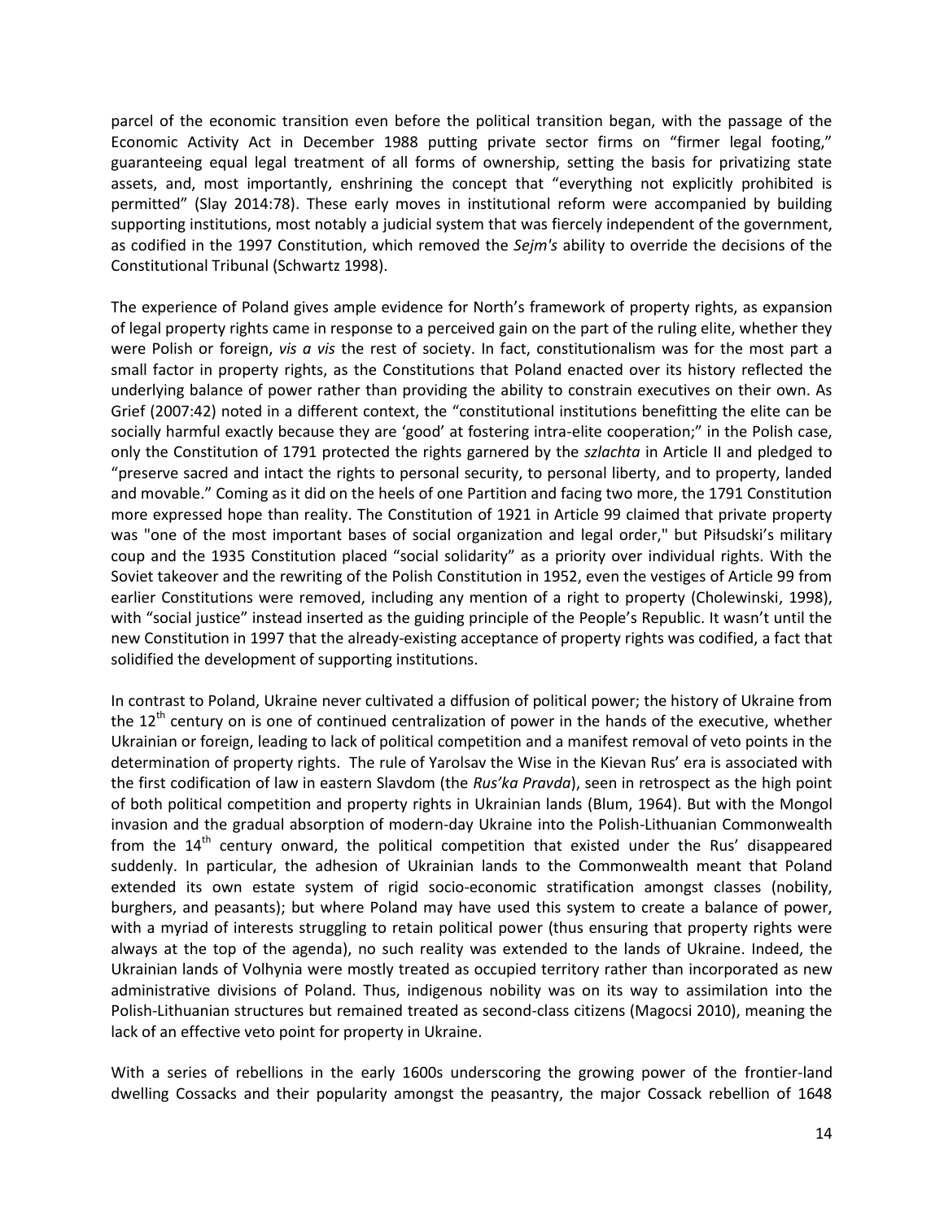parcel of the economic transition even before the political transition began, with the passage of the Economic Activity Act in December 1988 putting private sector firms on "firmer legal footing," guaranteeing equal legal treatment of all forms of ownership, setting the basis for privatizing state assets, and, most importantly, enshrining the concept that "everything not explicitly prohibited is permitted" (Slay 2014:78). These early moves in institutional reform were accompanied by building supporting institutions, most notably a judicial system that was fiercely independent of the government, as codified in the 1997 Constitution, which removed the *Sejm's* ability to override the decisions of the Constitutional Tribunal (Schwartz 1998).

The experience of Poland gives ample evidence for North's framework of property rights, as expansion of legal property rights came in response to a perceived gain on the part of the ruling elite, whether they were Polish or foreign, *vis a vis* the rest of society. In fact, constitutionalism was for the most part a small factor in property rights, as the Constitutions that Poland enacted over its history reflected the underlying balance of power rather than providing the ability to constrain executives on their own. As Grief (2007:42) noted in a different context, the "constitutional institutions benefitting the elite can be socially harmful exactly because they are 'good' at fostering intra-elite cooperation;" in the Polish case, only the Constitution of 1791 protected the rights garnered by the *szlachta* in Article II and pledged to "preserve sacred and intact the rights to personal security, to personal liberty, and to property, landed and movable." Coming as it did on the heels of one Partition and facing two more, the 1791 Constitution more expressed hope than reality. The Constitution of 1921 in Article 99 claimed that private property was "one of the most important bases of social organization and legal order," but Piłsudski's military coup and the 1935 Constitution placed "social solidarity" as a priority over individual rights. With the Soviet takeover and the rewriting of the Polish Constitution in 1952, even the vestiges of Article 99 from earlier Constitutions were removed, including any mention of a right to property (Cholewinski, 1998), with "social justice" instead inserted as the guiding principle of the People's Republic. It wasn't until the new Constitution in 1997 that the already-existing acceptance of property rights was codified, a fact that solidified the development of supporting institutions.

In contrast to Poland, Ukraine never cultivated a diffusion of political power; the history of Ukraine from the 12th century on is one of continued centralization of power in the hands of the executive, whether Ukrainian or foreign, leading to lack of political competition and a manifest removal of veto points in the determination of property rights. The rule of Yarolsav the Wise in the Kievan Rus' era is associated with the first codification of law in eastern Slavdom (the *Rus'ka Pravda*), seen in retrospect as the high point of both political competition and property rights in Ukrainian lands (Blum, 1964). But with the Mongol invasion and the gradual absorption of modern-day Ukraine into the Polish-Lithuanian Commonwealth from the 14th century onward, the political competition that existed under the Rus' disappeared suddenly. In particular, the adhesion of Ukrainian lands to the Commonwealth meant that Poland extended its own estate system of rigid socio-economic stratification amongst classes (nobility, burghers, and peasants); but where Poland may have used this system to create a balance of power, with a myriad of interests struggling to retain political power (thus ensuring that property rights were always at the top of the agenda), no such reality was extended to the lands of Ukraine. Indeed, the Ukrainian lands of Volhynia were mostly treated as occupied territory rather than incorporated as new administrative divisions of Poland. Thus, indigenous nobility was on its way to assimilation into the Polish-Lithuanian structures but remained treated as second-class citizens (Magocsi 2010), meaning the lack of an effective veto point for property in Ukraine.

With a series of rebellions in the early 1600s underscoring the growing power of the frontier-land dwelling Cossacks and their popularity amongst the peasantry, the major Cossack rebellion of 1648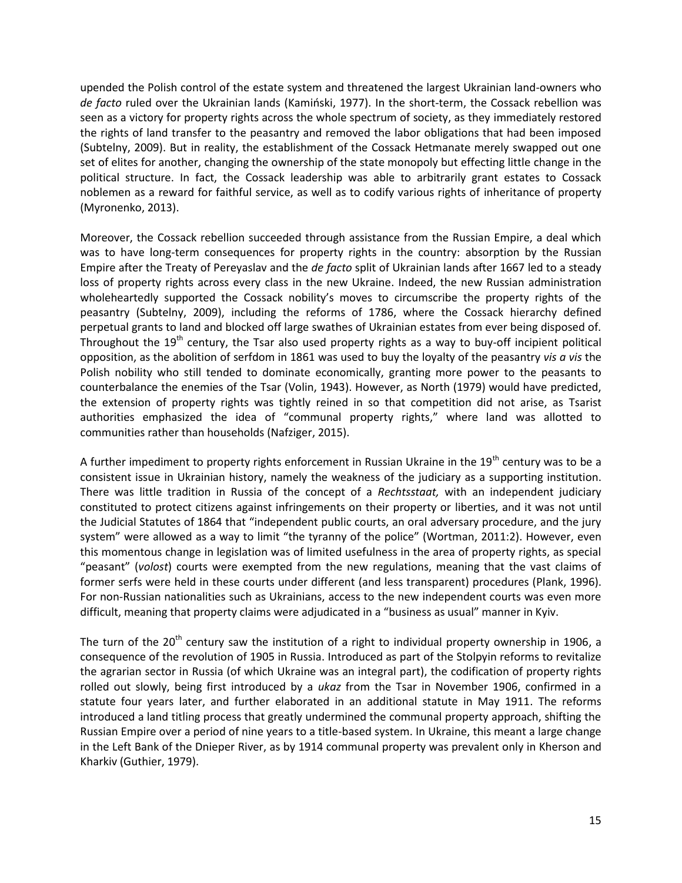upended the Polish control of the estate system and threatened the largest Ukrainian land-owners who *de facto* ruled over the Ukrainian lands (Kamiński, 1977). In the short-term, the Cossack rebellion was seen as a victory for property rights across the whole spectrum of society, as they immediately restored the rights of land transfer to the peasantry and removed the labor obligations that had been imposed (Subtelny, 2009). But in reality, the establishment of the Cossack Hetmanate merely swapped out one set of elites for another, changing the ownership of the state monopoly but effecting little change in the political structure. In fact, the Cossack leadership was able to arbitrarily grant estates to Cossack noblemen as a reward for faithful service, as well as to codify various rights of inheritance of property (Myronenko, 2013).

Moreover, the Cossack rebellion succeeded through assistance from the Russian Empire, a deal which was to have long-term consequences for property rights in the country: absorption by the Russian Empire after the Treaty of Pereyaslav and the *de facto* split of Ukrainian lands after 1667 led to a steady loss of property rights across every class in the new Ukraine. Indeed, the new Russian administration wholeheartedly supported the Cossack nobility's moves to circumscribe the property rights of the peasantry (Subtelny, 2009), including the reforms of 1786, where the Cossack hierarchy defined perpetual grants to land and blocked off large swathes of Ukrainian estates from ever being disposed of. Throughout the 19th century, the Tsar also used property rights as a way to buy-off incipient political opposition, as the abolition of serfdom in 1861 was used to buy the loyalty of the peasantry *vis a vis* the Polish nobility who still tended to dominate economically, granting more power to the peasants to counterbalance the enemies of the Tsar (Volin, 1943). However, as North (1979) would have predicted, the extension of property rights was tightly reined in so that competition did not arise, as Tsarist authorities emphasized the idea of "communal property rights," where land was allotted to communities rather than households (Nafziger, 2015).

A further impediment to property rights enforcement in Russian Ukraine in the 19th century was to be a consistent issue in Ukrainian history, namely the weakness of the judiciary as a supporting institution. There was little tradition in Russia of the concept of a *Rechtsstaat,* with an independent judiciary constituted to protect citizens against infringements on their property or liberties, and it was not until the Judicial Statutes of 1864 that "independent public courts, an oral adversary procedure, and the jury system" were allowed as a way to limit "the tyranny of the police" (Wortman, 2011:2). However, even this momentous change in legislation was of limited usefulness in the area of property rights, as special "peasant" (*volost*) courts were exempted from the new regulations, meaning that the vast claims of former serfs were held in these courts under different (and less transparent) procedures (Plank, 1996). For non-Russian nationalities such as Ukrainians, access to the new independent courts was even more difficult, meaning that property claims were adjudicated in a "business as usual" manner in Kyiv.

The turn of the 20th century saw the institution of a right to individual property ownership in 1906, a consequence of the revolution of 1905 in Russia. Introduced as part of the Stolpyin reforms to revitalize the agrarian sector in Russia (of which Ukraine was an integral part), the codification of property rights rolled out slowly, being first introduced by a *ukaz* from the Tsar in November 1906, confirmed in a statute four years later, and further elaborated in an additional statute in May 1911. The reforms introduced a land titling process that greatly undermined the communal property approach, shifting the Russian Empire over a period of nine years to a title-based system. In Ukraine, this meant a large change in the Left Bank of the Dnieper River, as by 1914 communal property was prevalent only in Kherson and Kharkiv (Guthier, 1979).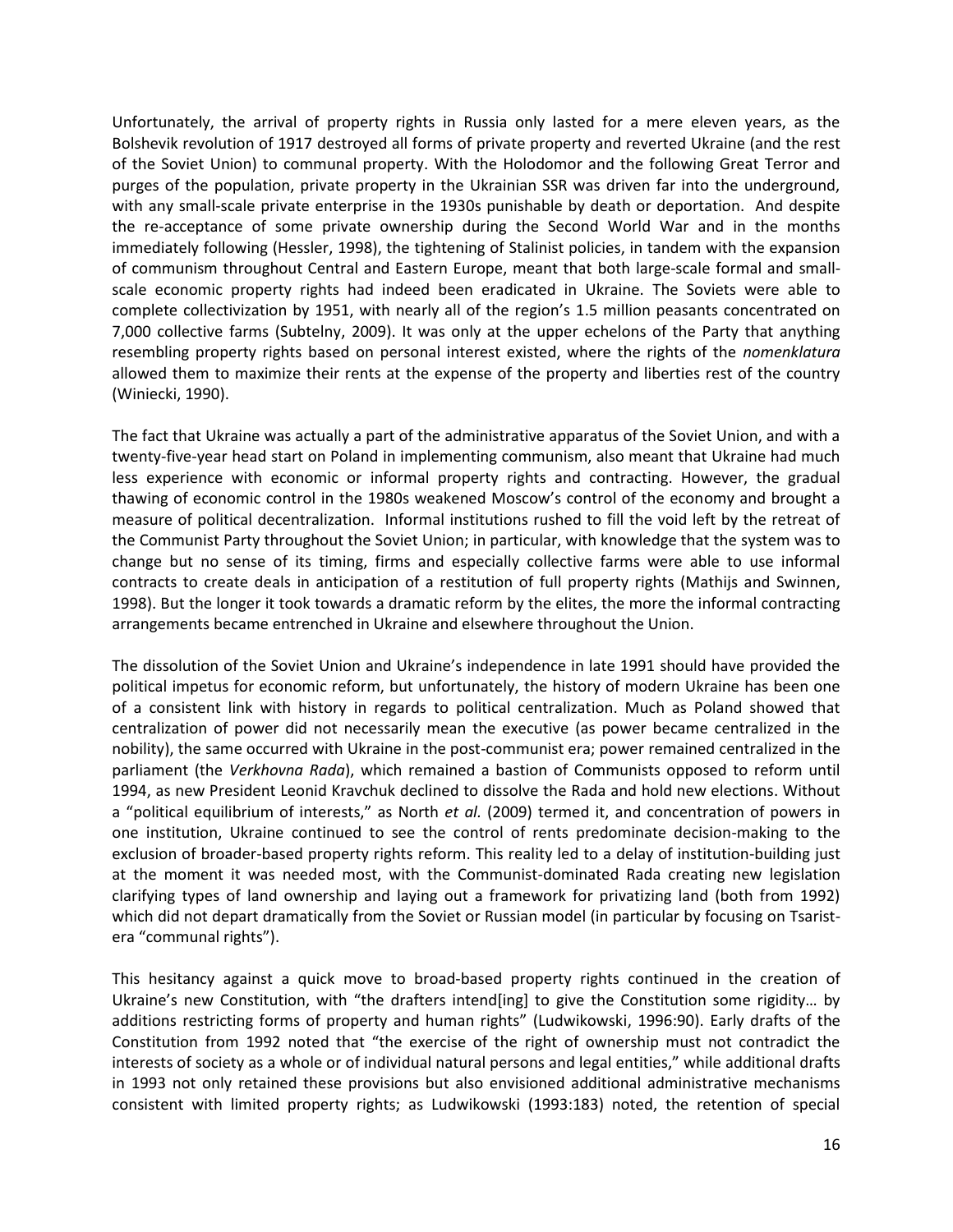Unfortunately, the arrival of property rights in Russia only lasted for a mere eleven years, as the Bolshevik revolution of 1917 destroyed all forms of private property and reverted Ukraine (and the rest of the Soviet Union) to communal property. With the Holodomor and the following Great Terror and purges of the population, private property in the Ukrainian SSR was driven far into the underground, with any small-scale private enterprise in the 1930s punishable by death or deportation. And despite the re-acceptance of some private ownership during the Second World War and in the months immediately following (Hessler, 1998), the tightening of Stalinist policies, in tandem with the expansion of communism throughout Central and Eastern Europe, meant that both large-scale formal and small-scale economic property rights had indeed been eradicated in Ukraine. The Soviets were able to complete collectivization by 1951, with nearly all of the region's 1.5 million peasants concentrated on 7,000 collective farms (Subtelny, 2009). It was only at the upper echelons of the Party that anything resembling property rights based on personal interest existed, where the rights of the *nomenklatura* allowed them to maximize their rents at the expense of the property and liberties rest of the country (Winiecki, 1990).

The fact that Ukraine was actually a part of the administrative apparatus of the Soviet Union, and with a twenty-five-year head start on Poland in implementing communism, also meant that Ukraine had much less experience with economic or informal property rights and contracting. However, the gradual thawing of economic control in the 1980s weakened Moscow's control of the economy and brought a measure of political decentralization. Informal institutions rushed to fill the void left by the retreat of the Communist Party throughout the Soviet Union; in particular, with knowledge that the system was to change but no sense of its timing, firms and especially collective farms were able to use informal contracts to create deals in anticipation of a restitution of full property rights (Mathijs and Swinnen, 1998). But the longer it took towards a dramatic reform by the elites, the more the informal contracting arrangements became entrenched in Ukraine and elsewhere throughout the Union.

The dissolution of the Soviet Union and Ukraine's independence in late 1991 should have provided the political impetus for economic reform, but unfortunately, the history of modern Ukraine has been one of a consistent link with history in regards to political centralization. Much as Poland showed that centralization of power did not necessarily mean the executive (as power became centralized in the nobility), the same occurred with Ukraine in the post-communist era; power remained centralized in the parliament (the *Verkhovna Rada*), which remained a bastion of Communists opposed to reform until 1994, as new President Leonid Kravchuk declined to dissolve the Rada and hold new elections. Without a "political equilibrium of interests," as North *et al.* (2009) termed it, and concentration of powers in one institution, Ukraine continued to see the control of rents predominate decision-making to the exclusion of broader-based property rights reform. This reality led to a delay of institution-building just at the moment it was needed most, with the Communist-dominated Rada creating new legislation clarifying types of land ownership and laying out a framework for privatizing land (both from 1992) which did not depart dramatically from the Soviet or Russian model (in particular by focusing on Tsarist-era "communal rights").

This hesitancy against a quick move to broad-based property rights continued in the creation of Ukraine's new Constitution, with "the drafters intend[ing] to give the Constitution some rigidity… by additions restricting forms of property and human rights" (Ludwikowski, 1996:90). Early drafts of the Constitution from 1992 noted that "the exercise of the right of ownership must not contradict the interests of society as a whole or of individual natural persons and legal entities," while additional drafts in 1993 not only retained these provisions but also envisioned additional administrative mechanisms consistent with limited property rights; as Ludwikowski (1993:183) noted, the retention of special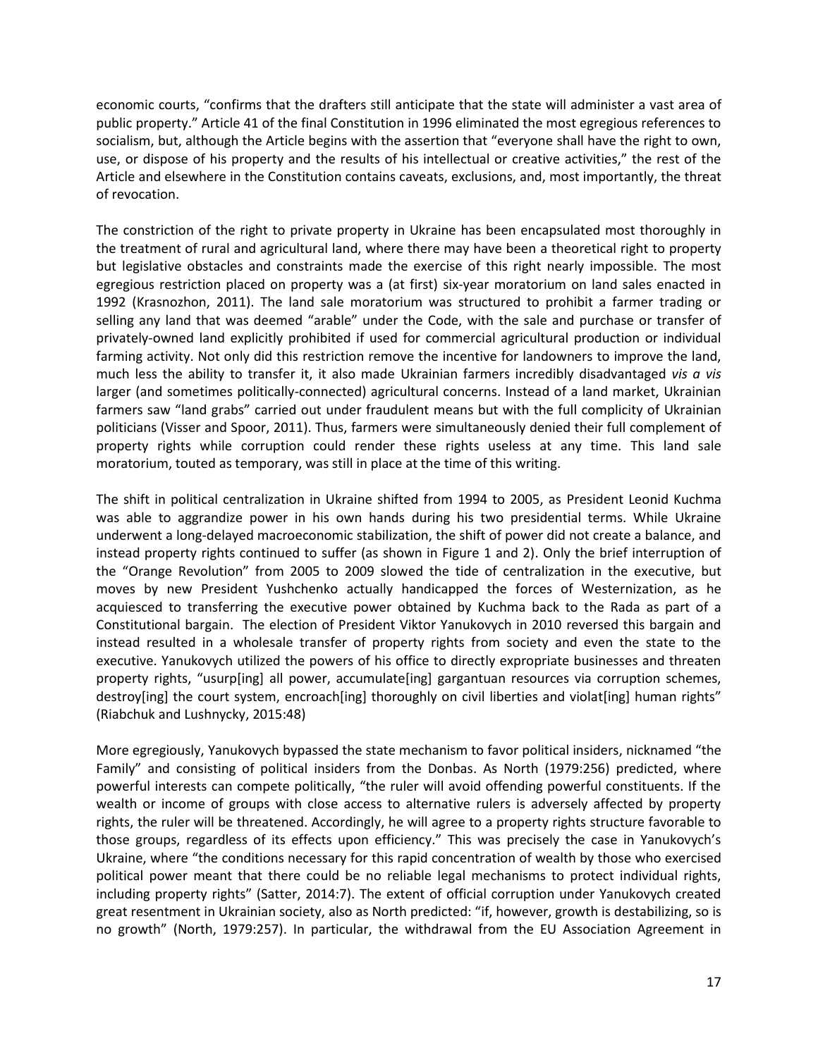economic courts, "confirms that the drafters still anticipate that the state will administer a vast area of public property." Article 41 of the final Constitution in 1996 eliminated the most egregious references to socialism, but, although the Article begins with the assertion that "everyone shall have the right to own, use, or dispose of his property and the results of his intellectual or creative activities," the rest of the Article and elsewhere in the Constitution contains caveats, exclusions, and, most importantly, the threat of revocation.

The constriction of the right to private property in Ukraine has been encapsulated most thoroughly in the treatment of rural and agricultural land, where there may have been a theoretical right to property but legislative obstacles and constraints made the exercise of this right nearly impossible. The most egregious restriction placed on property was a (at first) six-year moratorium on land sales enacted in 1992 (Krasnozhon, 2011). The land sale moratorium was structured to prohibit a farmer trading or selling any land that was deemed "arable" under the Code, with the sale and purchase or transfer of privately-owned land explicitly prohibited if used for commercial agricultural production or individual farming activity. Not only did this restriction remove the incentive for landowners to improve the land, much less the ability to transfer it, it also made Ukrainian farmers incredibly disadvantaged *vis a vis* larger (and sometimes politically-connected) agricultural concerns. Instead of a land market, Ukrainian farmers saw "land grabs" carried out under fraudulent means but with the full complicity of Ukrainian politicians (Visser and Spoor, 2011). Thus, farmers were simultaneously denied their full complement of property rights while corruption could render these rights useless at any time. This land sale moratorium, touted as temporary, was still in place at the time of this writing.

The shift in political centralization in Ukraine shifted from 1994 to 2005, as President Leonid Kuchma was able to aggrandize power in his own hands during his two presidential terms. While Ukraine underwent a long-delayed macroeconomic stabilization, the shift of power did not create a balance, and instead property rights continued to suffer (as shown in Figure 1 and 2). Only the brief interruption of the "Orange Revolution" from 2005 to 2009 slowed the tide of centralization in the executive, but moves by new President Yushchenko actually handicapped the forces of Westernization, as he acquiesced to transferring the executive power obtained by Kuchma back to the Rada as part of a Constitutional bargain. The election of President Viktor Yanukovych in 2010 reversed this bargain and instead resulted in a wholesale transfer of property rights from society and even the state to the executive. Yanukovych utilized the powers of his office to directly expropriate businesses and threaten property rights, "usurp[ing] all power, accumulate[ing] gargantuan resources via corruption schemes, destroy[ing] the court system, encroach[ing] thoroughly on civil liberties and violat[ing] human rights" (Riabchuk and Lushnycky, 2015:48)

More egregiously, Yanukovych bypassed the state mechanism to favor political insiders, nicknamed "the Family" and consisting of political insiders from the Donbas. As North (1979:256) predicted, where powerful interests can compete politically, "the ruler will avoid offending powerful constituents. If the wealth or income of groups with close access to alternative rulers is adversely affected by property rights, the ruler will be threatened. Accordingly, he will agree to a property rights structure favorable to those groups, regardless of its effects upon efficiency." This was precisely the case in Yanukovych's Ukraine, where "the conditions necessary for this rapid concentration of wealth by those who exercised political power meant that there could be no reliable legal mechanisms to protect individual rights, including property rights" (Satter, 2014:7). The extent of official corruption under Yanukovych created great resentment in Ukrainian society, also as North predicted: "if, however, growth is destabilizing, so is no growth" (North, 1979:257). In particular, the withdrawal from the EU Association Agreement in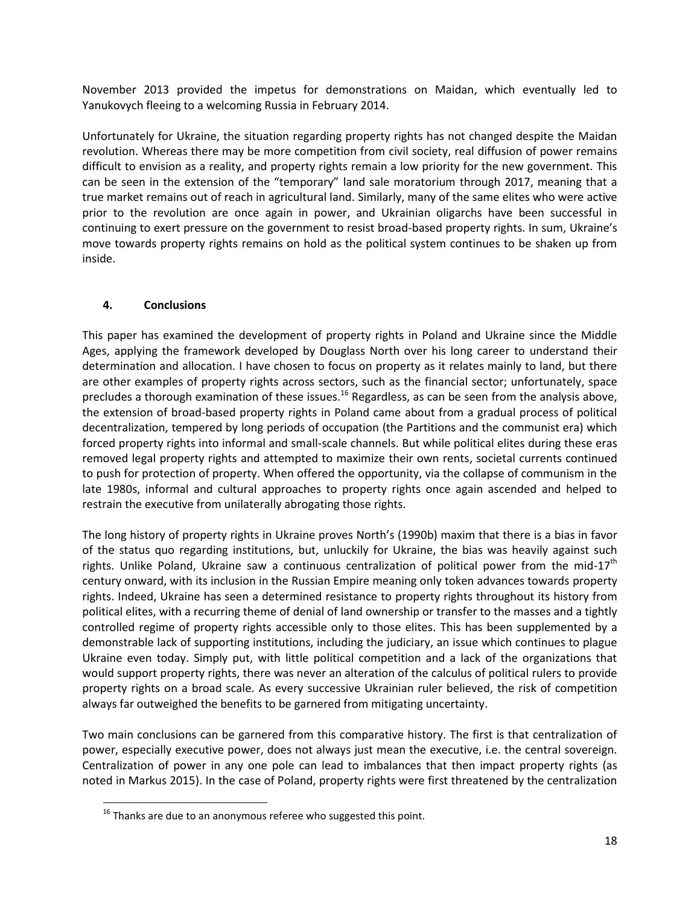November 2013 provided the impetus for demonstrations on Maidan, which eventually led to Yanukovych fleeing to a welcoming Russia in February 2014.

Unfortunately for Ukraine, the situation regarding property rights has not changed despite the Maidan revolution. Whereas there may be more competition from civil society, real diffusion of power remains difficult to envision as a reality, and property rights remain a low priority for the new government. This can be seen in the extension of the "temporary" land sale moratorium through 2017, meaning that a true market remains out of reach in agricultural land. Similarly, many of the same elites who were active prior to the revolution are once again in power, and Ukrainian oligarchs have been successful in continuing to exert pressure on the government to resist broad-based property rights. In sum, Ukraine's move towards property rights remains on hold as the political system continues to be shaken up from inside.

## 4. Conclusions

This paper has examined the development of property rights in Poland and Ukraine since the Middle Ages, applying the framework developed by Douglass North over his long career to understand their determination and allocation. I have chosen to focus on property as it relates mainly to land, but there are other examples of property rights across sectors, such as the financial sector; unfortunately, space precludes a thorough examination of these issues.[16] Regardless, as can be seen from the analysis above, the extension of broad-based property rights in Poland came about from a gradual process of political decentralization, tempered by long periods of occupation (the Partitions and the communist era) which forced property rights into informal and small-scale channels. But while political elites during these eras removed legal property rights and attempted to maximize their own rents, societal currents continued to push for protection of property. When offered the opportunity, via the collapse of communism in the late 1980s, informal and cultural approaches to property rights once again ascended and helped to restrain the executive from unilaterally abrogating those rights.

The long history of property rights in Ukraine proves North's (1990b) maxim that there is a bias in favor of the status quo regarding institutions, but, unluckily for Ukraine, the bias was heavily against such rights. Unlike Poland, Ukraine saw a continuous centralization of political power from the mid-17th century onward, with its inclusion in the Russian Empire meaning only token advances towards property rights. Indeed, Ukraine has seen a determined resistance to property rights throughout its history from political elites, with a recurring theme of denial of land ownership or transfer to the masses and a tightly controlled regime of property rights accessible only to those elites. This has been supplemented by a demonstrable lack of supporting institutions, including the judiciary, an issue which continues to plague Ukraine even today. Simply put, with little political competition and a lack of the organizations that would support property rights, there was never an alteration of the calculus of political rulers to provide property rights on a broad scale. As every successive Ukrainian ruler believed, the risk of competition always far outweighed the benefits to be garnered from mitigating uncertainty.

Two main conclusions can be garnered from this comparative history. The first is that centralization of power, especially executive power, does not always just mean the executive, i.e. the central sovereign. Centralization of power in any one pole can lead to imbalances that then impact property rights (as noted in Markus 2015). In the case of Poland, property rights were first threatened by the centralization

[16] Thanks are due to an anonymous referee who suggested this point.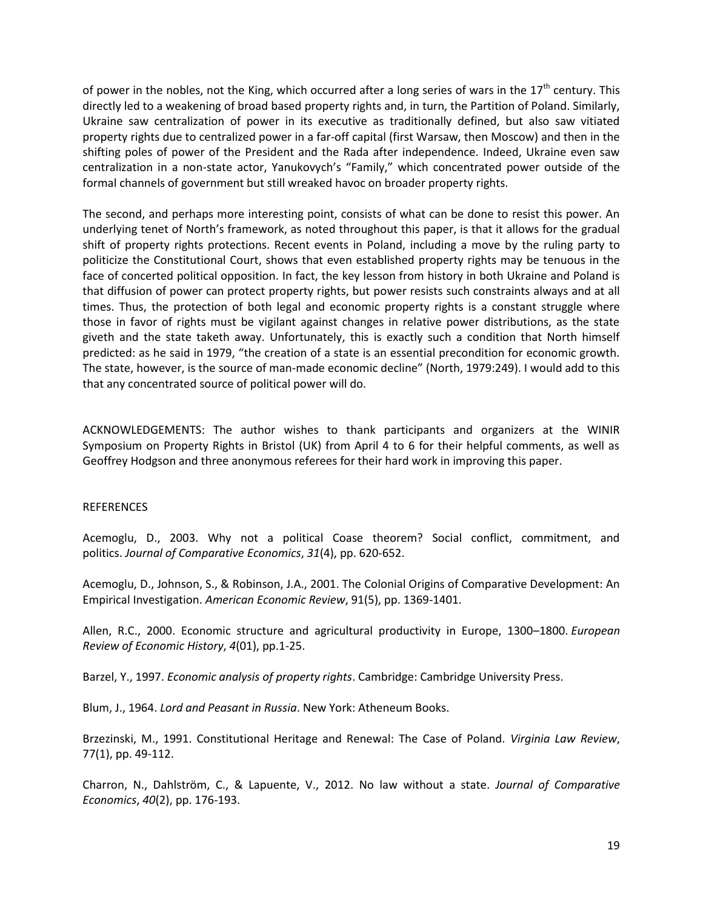of power in the nobles, not the King, which occurred after a long series of wars in the 17th century. This directly led to a weakening of broad based property rights and, in turn, the Partition of Poland. Similarly, Ukraine saw centralization of power in its executive as traditionally defined, but also saw vitiated property rights due to centralized power in a far-off capital (first Warsaw, then Moscow) and then in the shifting poles of power of the President and the Rada after independence. Indeed, Ukraine even saw centralization in a non-state actor, Yanukovych's "Family," which concentrated power outside of the formal channels of government but still wreaked havoc on broader property rights.

The second, and perhaps more interesting point, consists of what can be done to resist this power. An underlying tenet of North's framework, as noted throughout this paper, is that it allows for the gradual shift of property rights protections. Recent events in Poland, including a move by the ruling party to politicize the Constitutional Court, shows that even established property rights may be tenuous in the face of concerted political opposition. In fact, the key lesson from history in both Ukraine and Poland is that diffusion of power can protect property rights, but power resists such constraints always and at all times. Thus, the protection of both legal and economic property rights is a constant struggle where those in favor of rights must be vigilant against changes in relative power distributions, as the state giveth and the state taketh away. Unfortunately, this is exactly such a condition that North himself predicted: as he said in 1979, "the creation of a state is an essential precondition for economic growth. The state, however, is the source of man-made economic decline" (North, 1979:249). I would add to this that any concentrated source of political power will do.

ACKNOWLEDGEMENTS: The author wishes to thank participants and organizers at the WINIR Symposium on Property Rights in Bristol (UK) from April 4 to 6 for their helpful comments, as well as Geoffrey Hodgson and three anonymous referees for their hard work in improving this paper.

REFERENCES

Acemoglu, D., 2003. Why not a political Coase theorem? Social conflict, commitment, and politics. *Journal of Comparative Economics*, *31*(4), pp. 620-652.

Acemoglu, D., Johnson, S., & Robinson, J.A., 2001. The Colonial Origins of Comparative Development: An Empirical Investigation. *American Economic Review*, 91(5), pp. 1369-1401.

Allen, R.C., 2000. Economic structure and agricultural productivity in Europe, 1300–1800. *European Review of Economic History*, *4*(01), pp.1-25.

Barzel, Y., 1997. *Economic analysis of property rights*. Cambridge: Cambridge University Press.

Blum, J., 1964. *Lord and Peasant in Russia*. New York: Atheneum Books.

Brzezinski, M., 1991. Constitutional Heritage and Renewal: The Case of Poland. *Virginia Law Review*, 77(1), pp. 49-112.

Charron, N., Dahlström, C., & Lapuente, V., 2012. No law without a state. *Journal of Comparative Economics*, *40*(2), pp. 176-193.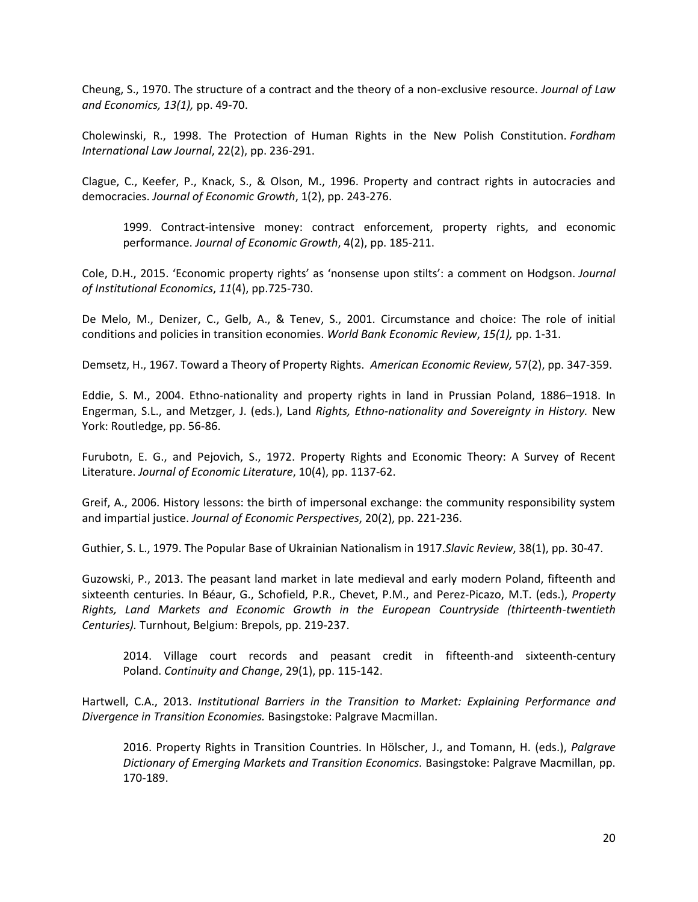Cheung, S., 1970. The structure of a contract and the theory of a non-exclusive resource. *Journal of Law and Economics, 13(1),* pp. 49-70.

Cholewinski, R., 1998. The Protection of Human Rights in the New Polish Constitution. *Fordham International Law Journal*, 22(2), pp. 236-291.

Clague, C., Keefer, P., Knack, S., & Olson, M., 1996. Property and contract rights in autocracies and democracies. *Journal of Economic Growth*, 1(2), pp. 243-276.

> 1999. Contract-intensive money: contract enforcement, property rights, and economic performance. *Journal of Economic Growth*, 4(2), pp. 185-211.

Cole, D.H., 2015. 'Economic property rights' as 'nonsense upon stilts': a comment on Hodgson. *Journal of Institutional Economics*, *11*(4), pp.725-730.

De Melo, M., Denizer, C., Gelb, A., & Tenev, S., 2001. Circumstance and choice: The role of initial conditions and policies in transition economies. *World Bank Economic Review*, *15(1),* pp. 1-31.

Demsetz, H., 1967. Toward a Theory of Property Rights. *American Economic Review,* 57(2), pp. 347-359.

Eddie, S. M., 2004. Ethno-nationality and property rights in land in Prussian Poland, 1886–1918. In Engerman, S.L., and Metzger, J. (eds.), Land *Rights, Ethno-nationality and Sovereignty in History.* New York: Routledge, pp. 56-86.

Furubotn, E. G., and Pejovich, S., 1972. Property Rights and Economic Theory: A Survey of Recent Literature. *Journal of Economic Literature*, 10(4), pp. 1137-62.

Greif, A., 2006. History lessons: the birth of impersonal exchange: the community responsibility system and impartial justice. *Journal of Economic Perspectives*, 20(2), pp. 221-236.

Guthier, S. L., 1979. The Popular Base of Ukrainian Nationalism in 1917.*Slavic Review*, 38(1), pp. 30-47.

Guzowski, P., 2013. The peasant land market in late medieval and early modern Poland, fifteenth and sixteenth centuries. In Béaur, G., Schofield, P.R., Chevet, P.M., and Perez-Picazo, M.T. (eds.), *Property Rights, Land Markets and Economic Growth in the European Countryside (thirteenth-twentieth Centuries).* Turnhout, Belgium: Brepols, pp. 219-237.

> 2014. Village court records and peasant credit in fifteenth-and sixteenth-century Poland. *Continuity and Change*, 29(1), pp. 115-142.

Hartwell, C.A., 2013. *Institutional Barriers in the Transition to Market: Explaining Performance and Divergence in Transition Economies.* Basingstoke: Palgrave Macmillan.

> 2016. Property Rights in Transition Countries. In Hölscher, J., and Tomann, H. (eds.), *Palgrave Dictionary of Emerging Markets and Transition Economics.* Basingstoke: Palgrave Macmillan, pp. 170-189.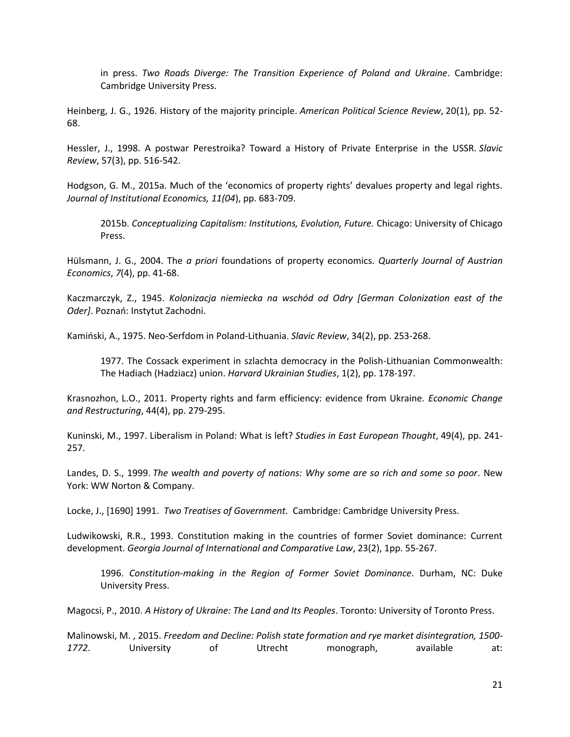in press. *Two Roads Diverge: The Transition Experience of Poland and Ukraine*. Cambridge: Cambridge University Press.

Heinberg, J. G., 1926. History of the majority principle. *American Political Science Review*, 20(1), pp. 52-68.

Hessler, J., 1998. A postwar Perestroika? Toward a History of Private Enterprise in the USSR. *Slavic Review*, 57(3), pp. 516-542.

Hodgson, G. M., 2015a. Much of the 'economics of property rights' devalues property and legal rights. *Journal of Institutional Economics, 11(04*), pp. 683-709.

2015b. *Conceptualizing Capitalism: Institutions, Evolution, Future.* Chicago: University of Chicago Press.

Hülsmann, J. G., 2004. The *a priori* foundations of property economics. *Quarterly Journal of Austrian Economics*, *7*(4), pp. 41-68.

Kaczmarczyk, Z., 1945. *Kolonizacja niemiecka na wschód od Odry [German Colonization east of the Oder]*. Poznań: Instytut Zachodni.

Kamiński, A., 1975. Neo-Serfdom in Poland-Lithuania. *Slavic Review*, 34(2), pp. 253-268.

1977. The Cossack experiment in szlachta democracy in the Polish-Lithuanian Commonwealth: The Hadiach (Hadziacz) union. *Harvard Ukrainian Studies*, 1(2), pp. 178-197.

Krasnozhon, L.O., 2011. Property rights and farm efficiency: evidence from Ukraine. *Economic Change and Restructuring*, 44(4), pp. 279-295.

Kuninski, M., 1997. Liberalism in Poland: What is left? *Studies in East European Thought*, 49(4), pp. 241-257.

Landes, D. S., 1999. *The wealth and poverty of nations: Why some are so rich and some so poor*. New York: WW Norton & Company.

Locke, J., [1690] 1991. *Two Treatises of Government.* Cambridge: Cambridge University Press.

Ludwikowski, R.R., 1993. Constitution making in the countries of former Soviet dominance: Current development. *Georgia Journal of International and Comparative Law*, 23(2), 1pp. 55-267.

1996. *Constitution-making in the Region of Former Soviet Dominance*. Durham, NC: Duke University Press.

Magocsi, P., 2010. *A History of Ukraine: The Land and Its Peoples*. Toronto: University of Toronto Press.

Malinowski, M. , 2015. *Freedom and Decline: Polish state formation and rye market disintegration, 1500-1772*. University of Utrecht monograph, available at: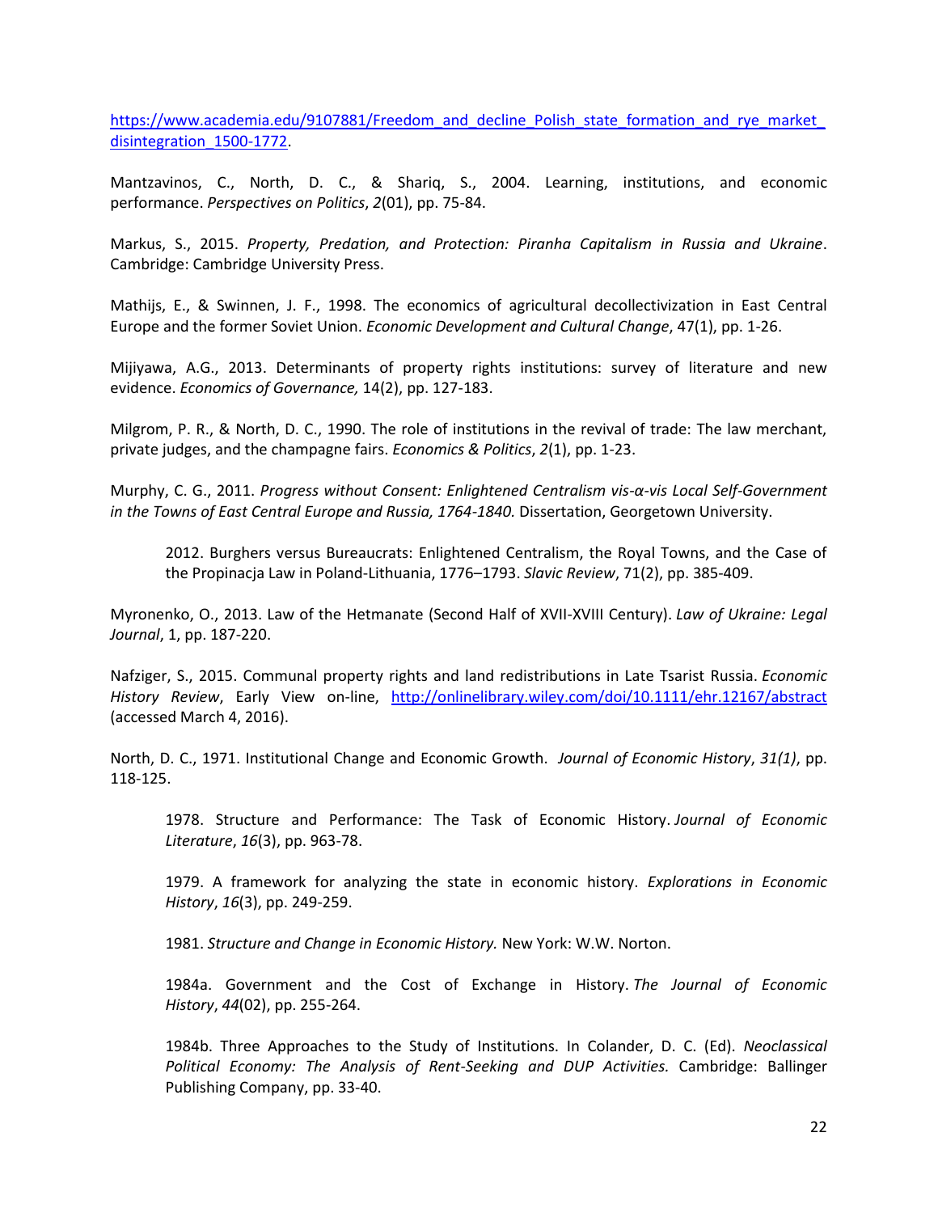https://www.academia.edu/9107881/Freedom_and_decline_Polish_state_formation_and_rye_market_disintegration_1500-1772.

Mantzavinos, C., North, D. C., & Shariq, S., 2004. Learning, institutions, and economic performance. *Perspectives on Politics*, *2*(01), pp. 75-84.

Markus, S., 2015. *Property, Predation, and Protection: Piranha Capitalism in Russia and Ukraine*. Cambridge: Cambridge University Press.

Mathijs, E., & Swinnen, J. F., 1998. The economics of agricultural decollectivization in East Central Europe and the former Soviet Union. *Economic Development and Cultural Change*, 47(1), pp. 1-26.

Mijiyawa, A.G., 2013. Determinants of property rights institutions: survey of literature and new evidence. *Economics of Governance,* 14(2), pp. 127-183.

Milgrom, P. R., & North, D. C., 1990. The role of institutions in the revival of trade: The law merchant, private judges, and the champagne fairs. *Economics & Politics*, *2*(1), pp. 1-23.

Murphy, C. G., 2011. *Progress without Consent: Enlightened Centralism vis-α-vis Local Self-Government in the Towns of East Central Europe and Russia, 1764-1840.* Dissertation, Georgetown University.

> 2012. Burghers versus Bureaucrats: Enlightened Centralism, the Royal Towns, and the Case of the Propinacja Law in Poland-Lithuania, 1776–1793. *Slavic Review*, 71(2), pp. 385-409.

Myronenko, O., 2013. Law of the Hetmanate (Second Half of XVII-XVIII Century). *Law of Ukraine: Legal Journal*, 1, pp. 187-220.

Nafziger, S., 2015. Communal property rights and land redistributions in Late Tsarist Russia. *Economic History Review*, Early View on-line, http://onlinelibrary.wiley.com/doi/10.1111/ehr.12167/abstract (accessed March 4, 2016).

North, D. C., 1971. Institutional Change and Economic Growth. *Journal of Economic History*, *31(1)*, pp. 118-125.

> 1978. Structure and Performance: The Task of Economic History. *Journal of Economic Literature*, *16*(3), pp. 963-78.
>
> 1979. A framework for analyzing the state in economic history. *Explorations in Economic History*, *16*(3), pp. 249-259.
>
> 1981. *Structure and Change in Economic History.* New York: W.W. Norton.
>
> 1984a. Government and the Cost of Exchange in History. *The Journal of Economic History*, *44*(02), pp. 255-264.
>
> 1984b. Three Approaches to the Study of Institutions. In Colander, D. C. (Ed). *Neoclassical Political Economy: The Analysis of Rent-Seeking and DUP Activities.* Cambridge: Ballinger Publishing Company, pp. 33-40.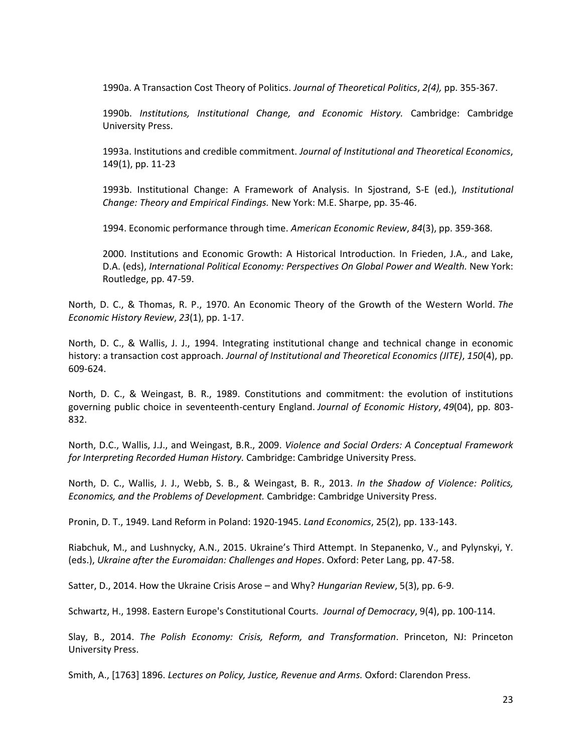1990a. A Transaction Cost Theory of Politics. *Journal of Theoretical Politics*, *2(4),* pp. 355-367.

1990b. *Institutions, Institutional Change, and Economic History.* Cambridge: Cambridge University Press.

1993a. Institutions and credible commitment. *Journal of Institutional and Theoretical Economics*, 149(1), pp. 11-23

1993b. Institutional Change: A Framework of Analysis. In Sjostrand, S-E (ed.), *Institutional Change: Theory and Empirical Findings.* New York: M.E. Sharpe, pp. 35-46.

1994. Economic performance through time. *American Economic Review*, *84*(3), pp. 359-368.

2000. Institutions and Economic Growth: A Historical Introduction. In Frieden, J.A., and Lake, D.A. (eds), *International Political Economy: Perspectives On Global Power and Wealth.* New York: Routledge, pp. 47-59.

North, D. C., & Thomas, R. P., 1970. An Economic Theory of the Growth of the Western World. *The Economic History Review*, *23*(1), pp. 1-17.

North, D. C., & Wallis, J. J., 1994. Integrating institutional change and technical change in economic history: a transaction cost approach. *Journal of Institutional and Theoretical Economics (JITE)*, *150*(4), pp. 609-624.

North, D. C., & Weingast, B. R., 1989. Constitutions and commitment: the evolution of institutions governing public choice in seventeenth-century England. *Journal of Economic History*, *49*(04), pp. 803-832.

North, D.C., Wallis, J.J., and Weingast, B.R., 2009. *Violence and Social Orders: A Conceptual Framework for Interpreting Recorded Human History.* Cambridge: Cambridge University Press.

North, D. C., Wallis, J. J., Webb, S. B., & Weingast, B. R., 2013. *In the Shadow of Violence: Politics, Economics, and the Problems of Development.* Cambridge: Cambridge University Press.

Pronin, D. T., 1949. Land Reform in Poland: 1920-1945. *Land Economics*, 25(2), pp. 133-143.

Riabchuk, M., and Lushnycky, A.N., 2015. Ukraine's Third Attempt. In Stepanenko, V., and Pylynskyi, Y. (eds.), *Ukraine after the Euromaidan: Challenges and Hopes*. Oxford: Peter Lang, pp. 47-58.

Satter, D., 2014. How the Ukraine Crisis Arose – and Why? *Hungarian Review*, 5(3), pp. 6-9.

Schwartz, H., 1998. Eastern Europe's Constitutional Courts. *Journal of Democracy*, 9(4), pp. 100-114.

Slay, B., 2014. *The Polish Economy: Crisis, Reform, and Transformation*. Princeton, NJ: Princeton University Press.

Smith, A., [1763] 1896. *Lectures on Policy, Justice, Revenue and Arms.* Oxford: Clarendon Press.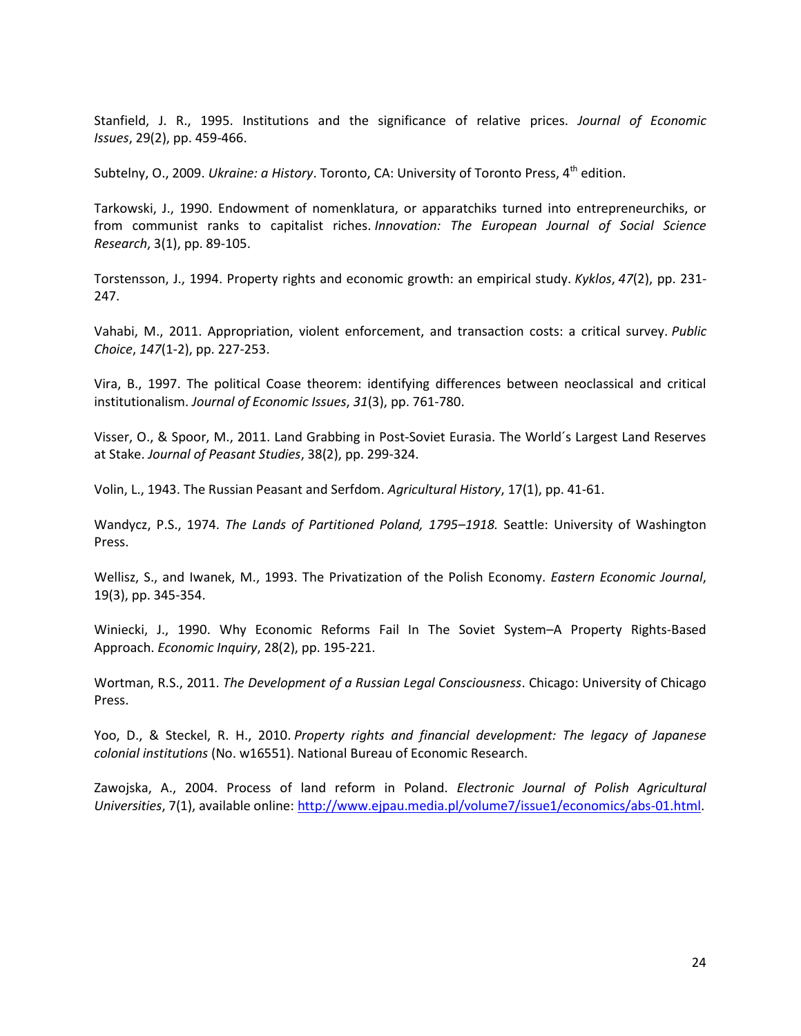Stanfield, J. R., 1995. Institutions and the significance of relative prices. *Journal of Economic Issues*, 29(2), pp. 459-466.

Subtelny, O., 2009. *Ukraine: a History*. Toronto, CA: University of Toronto Press, 4th edition.

Tarkowski, J., 1990. Endowment of nomenklatura, or apparatchiks turned into entrepreneurchiks, or from communist ranks to capitalist riches. *Innovation: The European Journal of Social Science Research*, 3(1), pp. 89-105.

Torstensson, J., 1994. Property rights and economic growth: an empirical study. *Kyklos*, *47*(2), pp. 231-247.

Vahabi, M., 2011. Appropriation, violent enforcement, and transaction costs: a critical survey. *Public Choice*, *147*(1-2), pp. 227-253.

Vira, B., 1997. The political Coase theorem: identifying differences between neoclassical and critical institutionalism. *Journal of Economic Issues*, *31*(3), pp. 761-780.

Visser, O., & Spoor, M., 2011. Land Grabbing in Post-Soviet Eurasia. The World´s Largest Land Reserves at Stake. *Journal of Peasant Studies*, 38(2), pp. 299-324.

Volin, L., 1943. The Russian Peasant and Serfdom. *Agricultural History*, 17(1), pp. 41-61.

Wandycz, P.S., 1974. *The Lands of Partitioned Poland, 1795–1918.* Seattle: University of Washington Press.

Wellisz, S., and Iwanek, M., 1993. The Privatization of the Polish Economy. *Eastern Economic Journal*, 19(3), pp. 345-354.

Winiecki, J., 1990. Why Economic Reforms Fail In The Soviet System–A Property Rights-Based Approach. *Economic Inquiry*, 28(2), pp. 195-221.

Wortman, R.S., 2011. *The Development of a Russian Legal Consciousness*. Chicago: University of Chicago Press.

Yoo, D., & Steckel, R. H., 2010. *Property rights and financial development: The legacy of Japanese colonial institutions* (No. w16551). National Bureau of Economic Research.

Zawojska, A., 2004. Process of land reform in Poland. *Electronic Journal of Polish Agricultural Universities*, 7(1), available online: http://www.ejpau.media.pl/volume7/issue1/economics/abs-01.html.